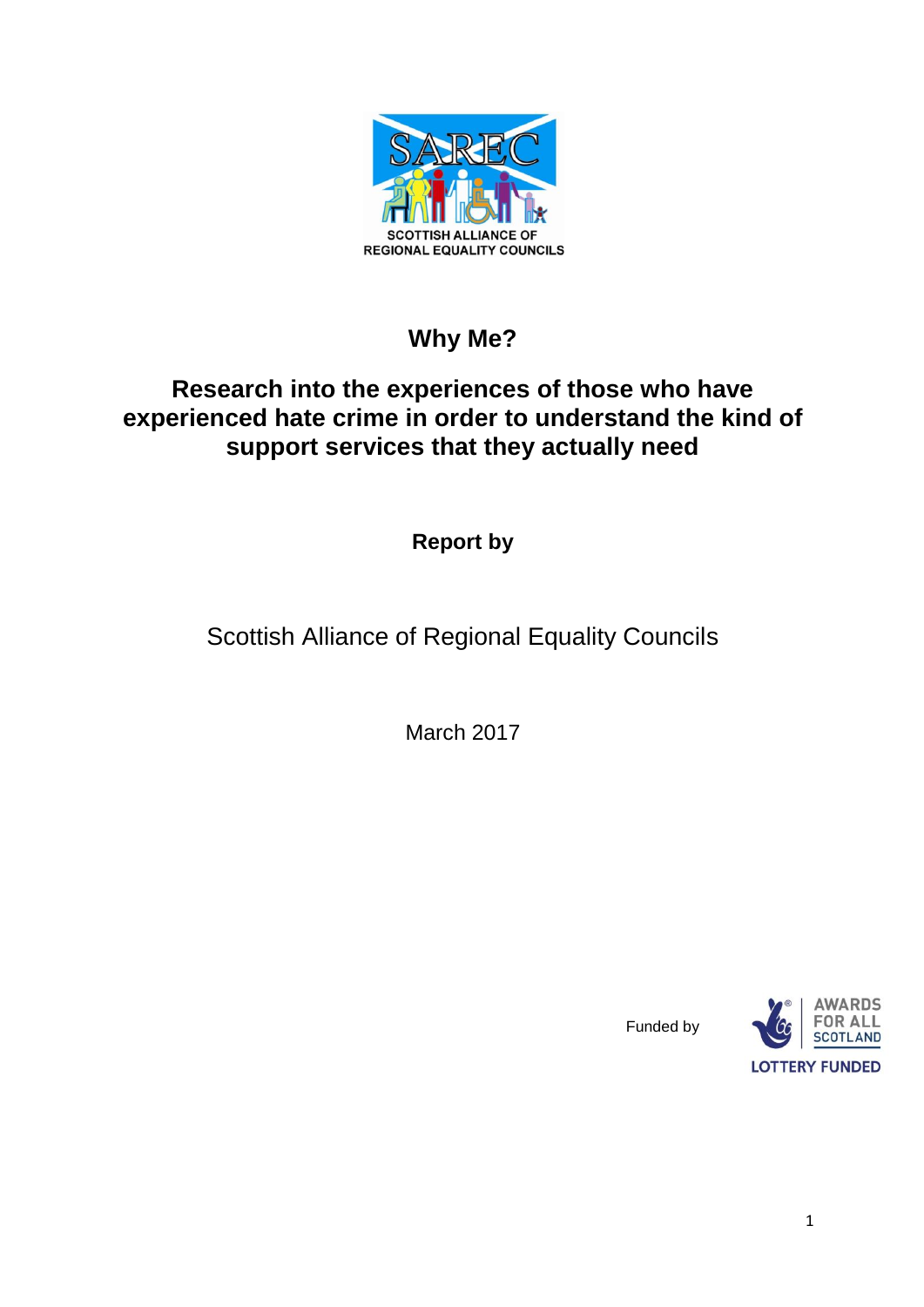SCOTTISH ALLIANCE OF REGIONAL EQUALITY COUNCILS

# Why Me?

## Research into the experiences of those who have experienced hate crime in order to understand the kind of support services that they actually need

**Report by**

Scottish Alliance of Regional Equality Councils

March 2017

Funded by

AWARDS FOR ALL SCOTLAND

LOTTERY FUNDED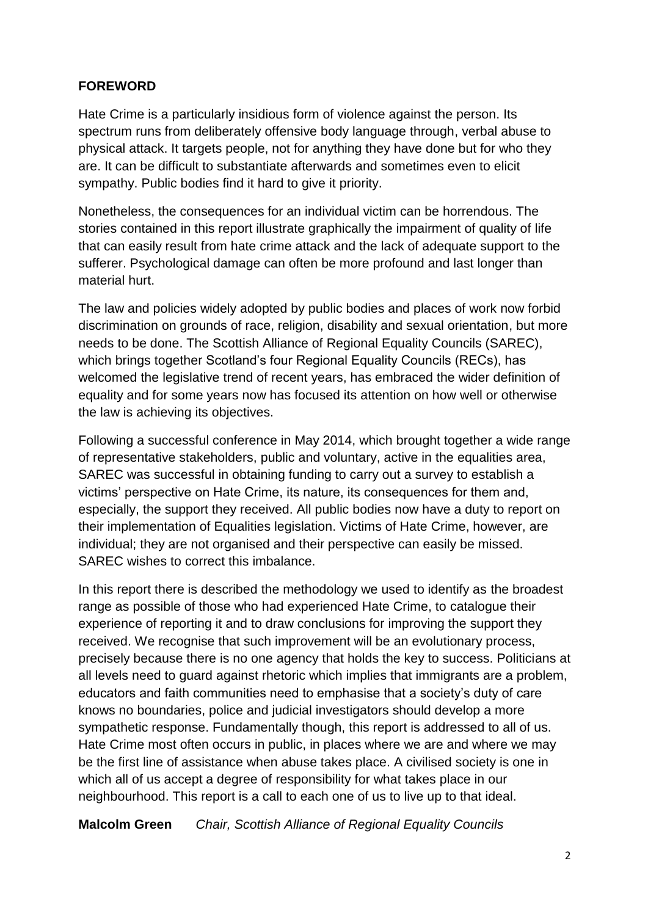## FOREWORD

Hate Crime is a particularly insidious form of violence against the person. Its spectrum runs from deliberately offensive body language through, verbal abuse to physical attack. It targets people, not for anything they have done but for who they are. It can be difficult to substantiate afterwards and sometimes even to elicit sympathy. Public bodies find it hard to give it priority.

Nonetheless, the consequences for an individual victim can be horrendous. The stories contained in this report illustrate graphically the impairment of quality of life that can easily result from hate crime attack and the lack of adequate support to the sufferer. Psychological damage can often be more profound and last longer than material hurt.

The law and policies widely adopted by public bodies and places of work now forbid discrimination on grounds of race, religion, disability and sexual orientation, but more needs to be done. The Scottish Alliance of Regional Equality Councils (SAREC), which brings together Scotland's four Regional Equality Councils (RECs), has welcomed the legislative trend of recent years, has embraced the wider definition of equality and for some years now has focused its attention on how well or otherwise the law is achieving its objectives.

Following a successful conference in May 2014, which brought together a wide range of representative stakeholders, public and voluntary, active in the equalities area, SAREC was successful in obtaining funding to carry out a survey to establish a victims' perspective on Hate Crime, its nature, its consequences for them and, especially, the support they received. All public bodies now have a duty to report on their implementation of Equalities legislation. Victims of Hate Crime, however, are individual; they are not organised and their perspective can easily be missed. SAREC wishes to correct this imbalance.

In this report there is described the methodology we used to identify as the broadest range as possible of those who had experienced Hate Crime, to catalogue their experience of reporting it and to draw conclusions for improving the support they received. We recognise that such improvement will be an evolutionary process, precisely because there is no one agency that holds the key to success. Politicians at all levels need to guard against rhetoric which implies that immigrants are a problem, educators and faith communities need to emphasise that a society's duty of care knows no boundaries, police and judicial investigators should develop a more sympathetic response. Fundamentally though, this report is addressed to all of us. Hate Crime most often occurs in public, in places where we are and where we may be the first line of assistance when abuse takes place. A civilised society is one in which all of us accept a degree of responsibility for what takes place in our neighbourhood. This report is a call to each one of us to live up to that ideal.

**Malcolm Green** *Chair, Scottish Alliance of Regional Equality Councils*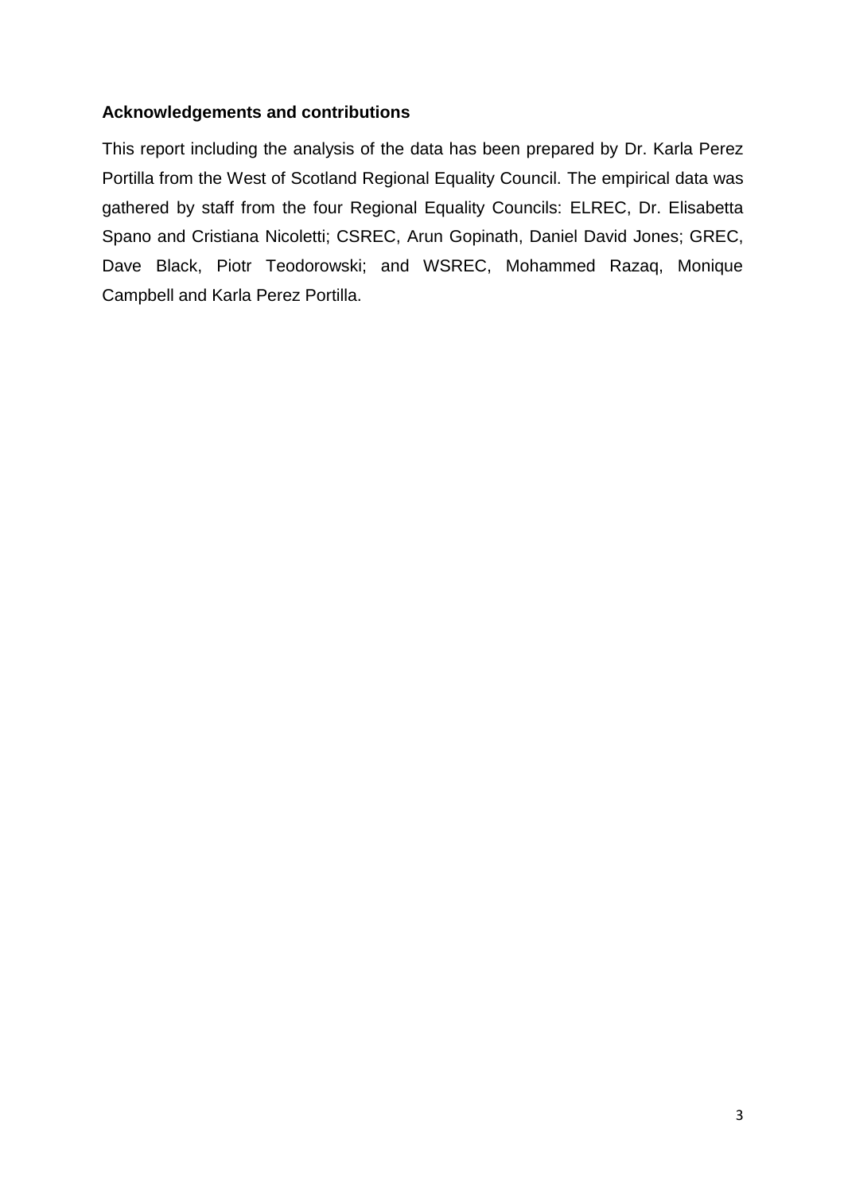### Acknowledgements and contributions

This report including the analysis of the data has been prepared by Dr. Karla Perez Portilla from the West of Scotland Regional Equality Council. The empirical data was gathered by staff from the four Regional Equality Councils: ELREC, Dr. Elisabetta Spano and Cristiana Nicoletti; CSREC, Arun Gopinath, Daniel David Jones; GREC, Dave Black, Piotr Teodorowski; and WSREC, Mohammed Razaq, Monique Campbell and Karla Perez Portilla.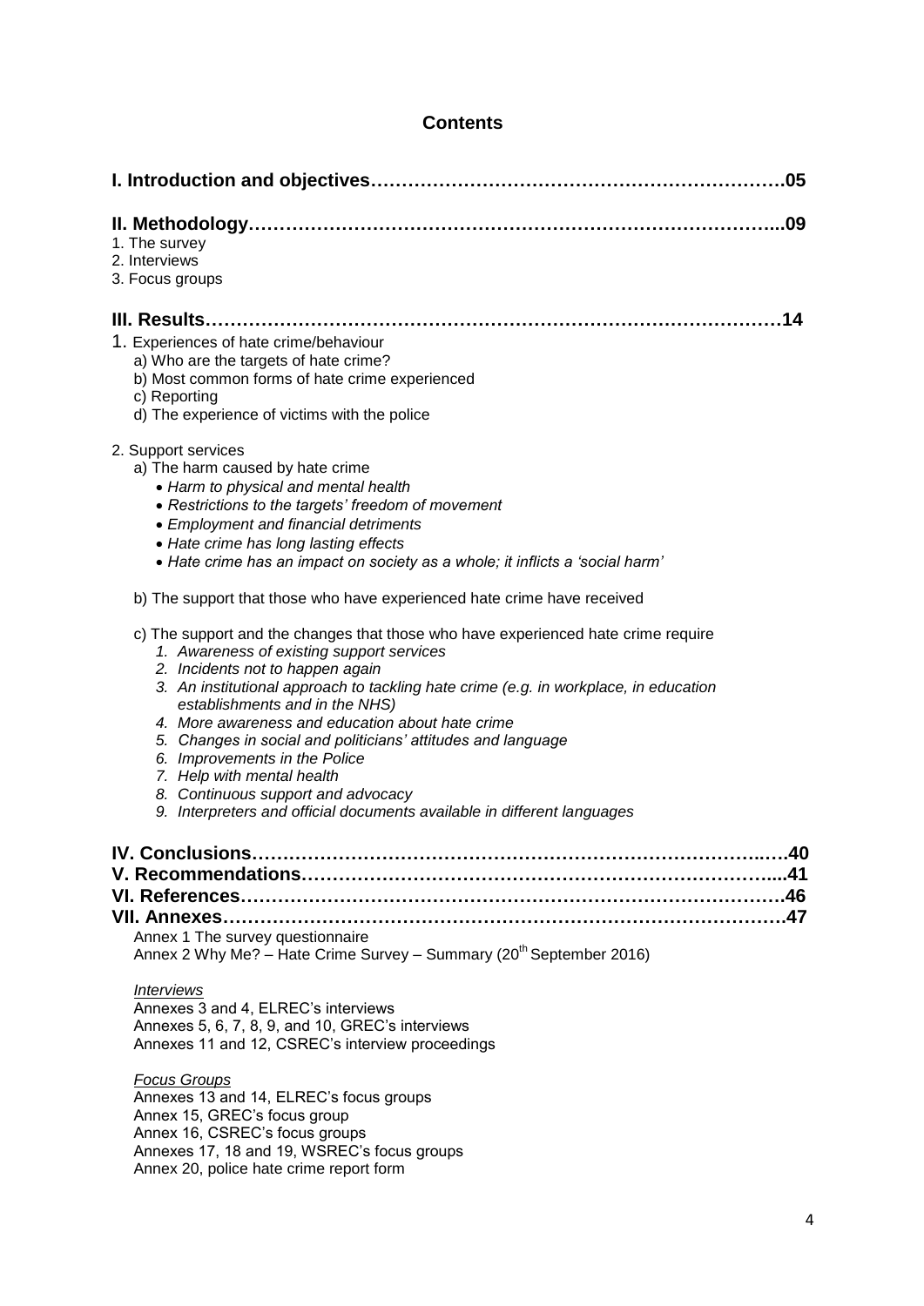# Contents

**I. Introduction and objectives……………………………………………………….05**

**II. Methodology……………………………………………………………………...09**

1. The survey
2. Interviews
3. Focus groups

**III. Results…………………………………………………………………………14**

1. Experiences of hate crime/behaviour
   a) Who are the targets of hate crime?
   b) Most common forms of hate crime experienced
   c) Reporting
   d) The experience of victims with the police

2. Support services
   a) The harm caused by hate crime
   - *Harm to physical and mental health*
   - *Restrictions to the targets' freedom of movement*
   - *Employment and financial detriments*
   - *Hate crime has long lasting effects*
   - *Hate crime has an impact on society as a whole; it inflicts a 'social harm'*

   b) The support that those who have experienced hate crime have received

   c) The support and the changes that those who have experienced hate crime require
   1. *Awareness of existing support services*
   2. *Incidents not to happen again*
   3. *An institutional approach to tackling hate crime (e.g. in workplace, in education establishments and in the NHS)*
   4. *More awareness and education about hate crime*
   5. *Changes in social and politicians' attitudes and language*
   6. *Improvements in the Police*
   7. *Help with mental health*
   8. *Continuous support and advocacy*
   9. *Interpreters and official documents available in different languages*

**IV. Conclusions……………………………………………………………………..40**
**V. Recommendations………………………………………………………………...41**
**VI. References……………………………………………………………………….46**
**VII. Annexes………………………………………………………………………….47**

Annex 1 The survey questionnaire
Annex 2 Why Me? – Hate Crime Survey – Summary (20th September 2016)

*Interviews*
Annexes 3 and 4, ELREC's interviews
Annexes 5, 6, 7, 8, 9, and 10, GREC's interviews
Annexes 11 and 12, CSREC's interview proceedings

*Focus Groups*
Annexes 13 and 14, ELREC's focus groups
Annex 15, GREC's focus group
Annex 16, CSREC's focus groups
Annexes 17, 18 and 19, WSREC's focus groups
Annex 20, police hate crime report form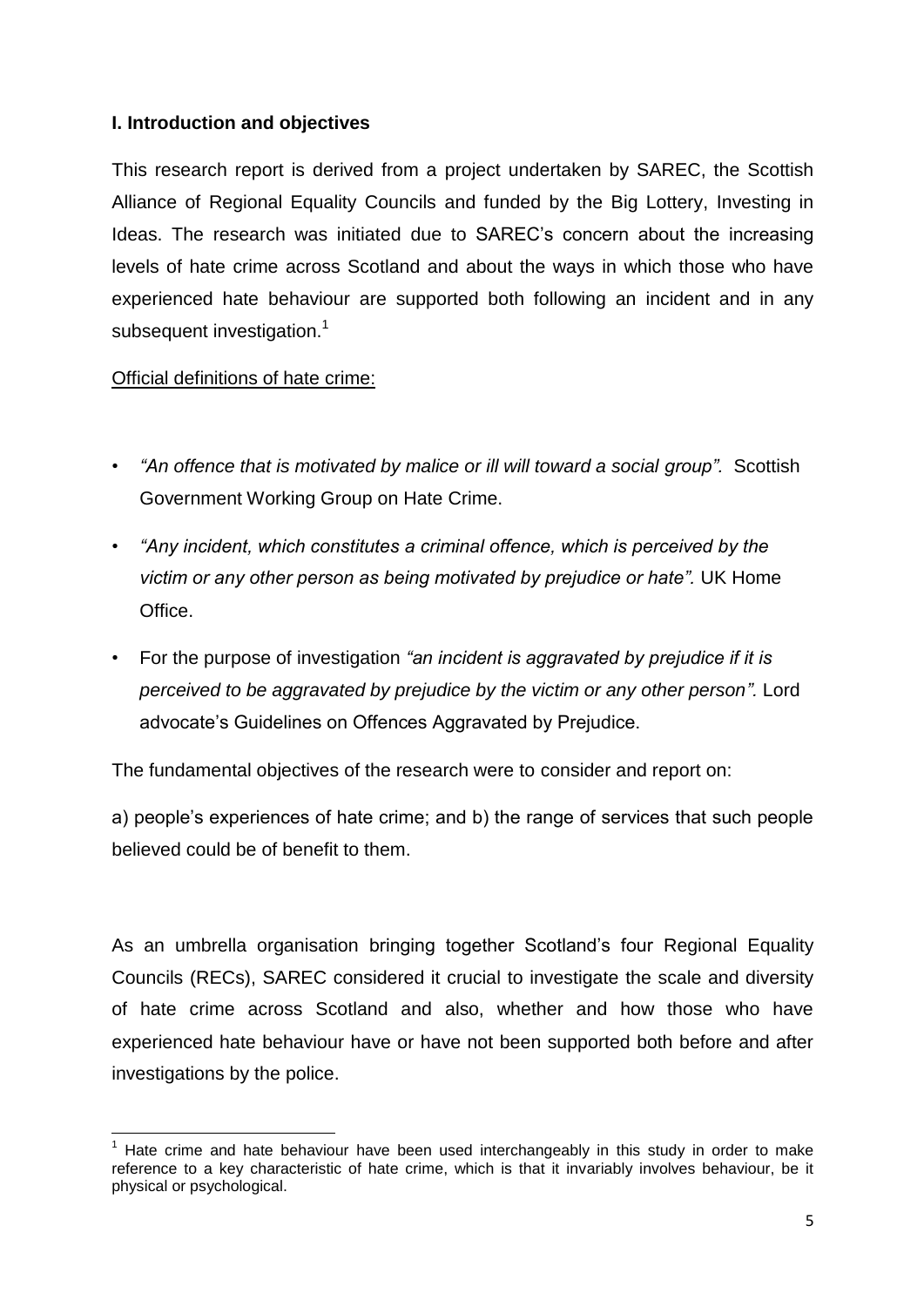## I. Introduction and objectives

This research report is derived from a project undertaken by SAREC, the Scottish Alliance of Regional Equality Councils and funded by the Big Lottery, Investing in Ideas. The research was initiated due to SAREC's concern about the increasing levels of hate crime across Scotland and about the ways in which those who have experienced hate behaviour are supported both following an incident and in any subsequent investigation.[1]

Official definitions of hate crime:

- *"An offence that is motivated by malice or ill will toward a social group".* Scottish Government Working Group on Hate Crime.
- *"Any incident, which constitutes a criminal offence, which is perceived by the victim or any other person as being motivated by prejudice or hate".* UK Home Office.
- For the purpose of investigation *"an incident is aggravated by prejudice if it is perceived to be aggravated by prejudice by the victim or any other person".* Lord advocate's Guidelines on Offences Aggravated by Prejudice.

The fundamental objectives of the research were to consider and report on:

a) people's experiences of hate crime; and b) the range of services that such people believed could be of benefit to them.

As an umbrella organisation bringing together Scotland's four Regional Equality Councils (RECs), SAREC considered it crucial to investigate the scale and diversity of hate crime across Scotland and also, whether and how those who have experienced hate behaviour have or have not been supported both before and after investigations by the police.

[1] Hate crime and hate behaviour have been used interchangeably in this study in order to make reference to a key characteristic of hate crime, which is that it invariably involves behaviour, be it physical or psychological.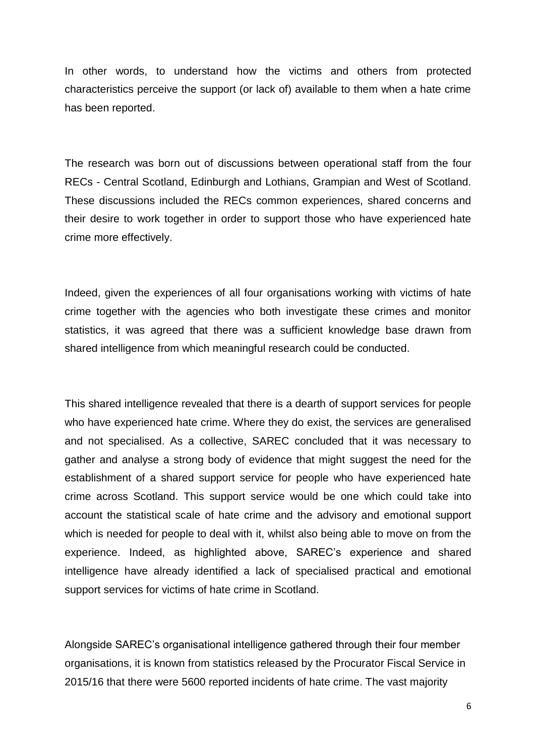In other words, to understand how the victims and others from protected characteristics perceive the support (or lack of) available to them when a hate crime has been reported.

The research was born out of discussions between operational staff from the four RECs - Central Scotland, Edinburgh and Lothians, Grampian and West of Scotland. These discussions included the RECs common experiences, shared concerns and their desire to work together in order to support those who have experienced hate crime more effectively.

Indeed, given the experiences of all four organisations working with victims of hate crime together with the agencies who both investigate these crimes and monitor statistics, it was agreed that there was a sufficient knowledge base drawn from shared intelligence from which meaningful research could be conducted.

This shared intelligence revealed that there is a dearth of support services for people who have experienced hate crime. Where they do exist, the services are generalised and not specialised. As a collective, SAREC concluded that it was necessary to gather and analyse a strong body of evidence that might suggest the need for the establishment of a shared support service for people who have experienced hate crime across Scotland. This support service would be one which could take into account the statistical scale of hate crime and the advisory and emotional support which is needed for people to deal with it, whilst also being able to move on from the experience. Indeed, as highlighted above, SAREC's experience and shared intelligence have already identified a lack of specialised practical and emotional support services for victims of hate crime in Scotland.

Alongside SAREC's organisational intelligence gathered through their four member organisations, it is known from statistics released by the Procurator Fiscal Service in 2015/16 that there were 5600 reported incidents of hate crime. The vast majority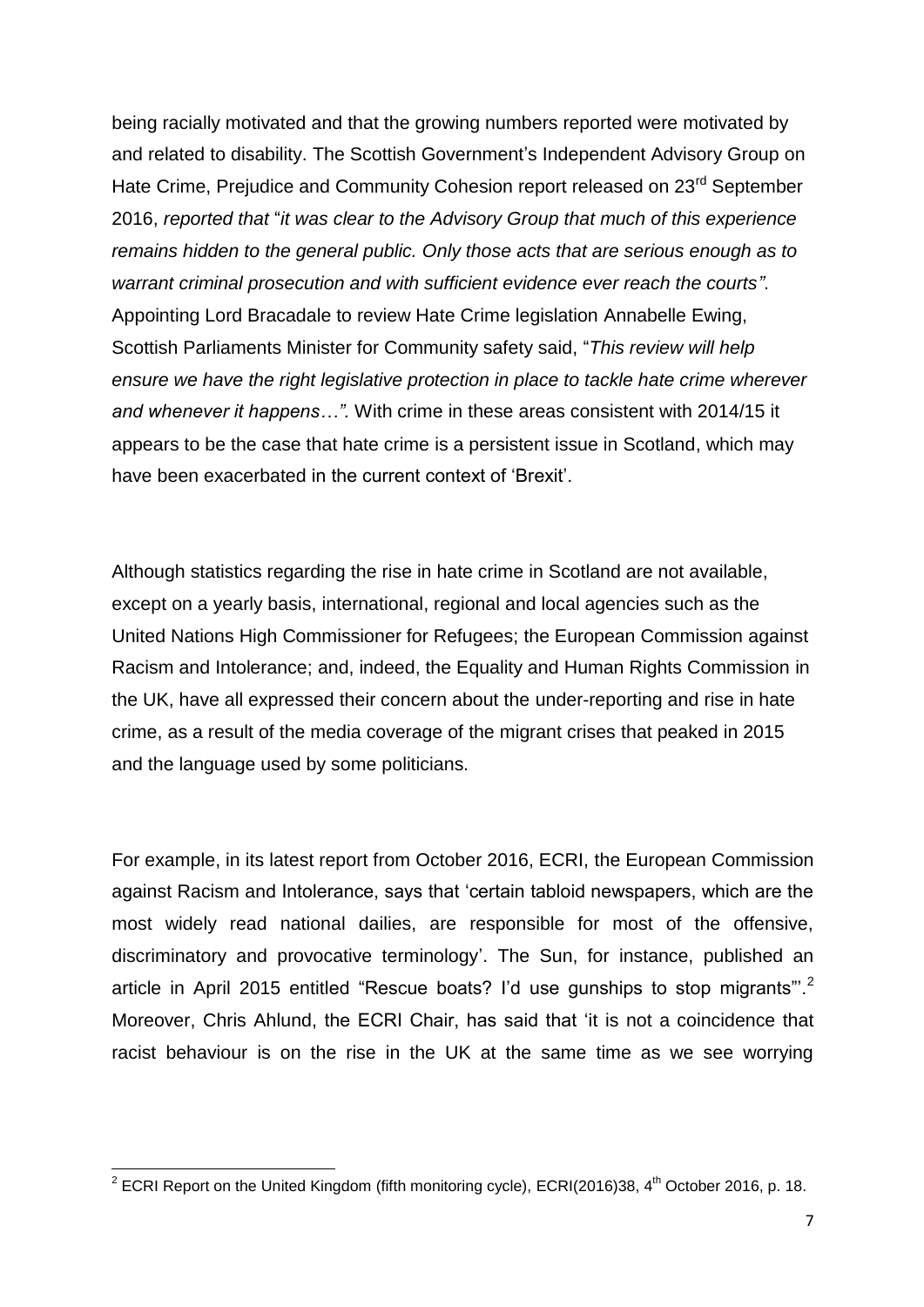being racially motivated and that the growing numbers reported were motivated by and related to disability. The Scottish Government's Independent Advisory Group on Hate Crime, Prejudice and Community Cohesion report released on 23rd September 2016, *reported that* "*it was clear to the Advisory Group that much of this experience remains hidden to the general public. Only those acts that are serious enough as to warrant criminal prosecution and with sufficient evidence ever reach the courts".* Appointing Lord Bracadale to review Hate Crime legislation Annabelle Ewing, Scottish Parliaments Minister for Community safety said, "*This review will help ensure we have the right legislative protection in place to tackle hate crime wherever and whenever it happens…".* With crime in these areas consistent with 2014/15 it appears to be the case that hate crime is a persistent issue in Scotland, which may have been exacerbated in the current context of 'Brexit'.

Although statistics regarding the rise in hate crime in Scotland are not available, except on a yearly basis, international, regional and local agencies such as the United Nations High Commissioner for Refugees; the European Commission against Racism and Intolerance; and, indeed, the Equality and Human Rights Commission in the UK, have all expressed their concern about the under-reporting and rise in hate crime, as a result of the media coverage of the migrant crises that peaked in 2015 and the language used by some politicians.

For example, in its latest report from October 2016, ECRI, the European Commission against Racism and Intolerance, says that 'certain tabloid newspapers, which are the most widely read national dailies, are responsible for most of the offensive, discriminatory and provocative terminology'. The Sun, for instance, published an article in April 2015 entitled "Rescue boats? I'd use gunships to stop migrants"'.[2] Moreover, Chris Ahlund, the ECRI Chair, has said that 'it is not a coincidence that racist behaviour is on the rise in the UK at the same time as we see worrying

[2] ECRI Report on the United Kingdom (fifth monitoring cycle), ECRI(2016)38, 4th October 2016, p. 18.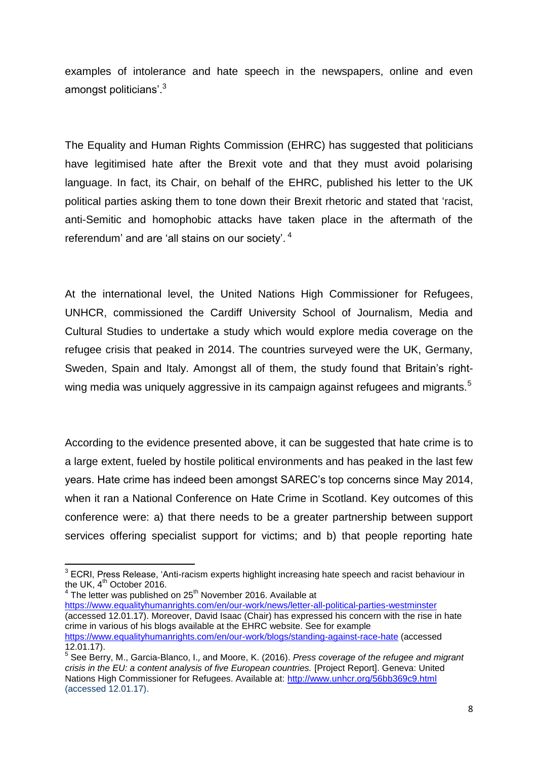examples of intolerance and hate speech in the newspapers, online and even amongst politicians'.[3]

The Equality and Human Rights Commission (EHRC) has suggested that politicians have legitimised hate after the Brexit vote and that they must avoid polarising language. In fact, its Chair, on behalf of the EHRC, published his letter to the UK political parties asking them to tone down their Brexit rhetoric and stated that 'racist, anti-Semitic and homophobic attacks have taken place in the aftermath of the referendum' and are 'all stains on our society'.[4]

At the international level, the United Nations High Commissioner for Refugees, UNHCR, commissioned the Cardiff University School of Journalism, Media and Cultural Studies to undertake a study which would explore media coverage on the refugee crisis that peaked in 2014. The countries surveyed were the UK, Germany, Sweden, Spain and Italy. Amongst all of them, the study found that Britain's right-wing media was uniquely aggressive in its campaign against refugees and migrants.[5]

According to the evidence presented above, it can be suggested that hate crime is to a large extent, fueled by hostile political environments and has peaked in the last few years. Hate crime has indeed been amongst SAREC's top concerns since May 2014, when it ran a National Conference on Hate Crime in Scotland. Key outcomes of this conference were: a) that there needs to be a greater partnership between support services offering specialist support for victims; and b) that people reporting hate

---

[3] ECRI, Press Release, 'Anti-racism experts highlight increasing hate speech and racist behaviour in the UK, 4th October 2016.

[4] The letter was published on 25th November 2016. Available at https://www.equalityhumanrights.com/en/our-work/news/letter-all-political-parties-westminster (accessed 12.01.17). Moreover, David Isaac (Chair) has expressed his concern with the rise in hate crime in various of his blogs available at the EHRC website. See for example https://www.equalityhumanrights.com/en/our-work/blogs/standing-against-race-hate (accessed 12.01.17).

[5] See Berry, M., Garcia-Blanco, I., and Moore, K. (2016). *Press coverage of the refugee and migrant crisis in the EU: a content analysis of five European countries.* [Project Report]. Geneva: United Nations High Commissioner for Refugees. Available at: http://www.unhcr.org/56bb369c9.html (accessed 12.01.17).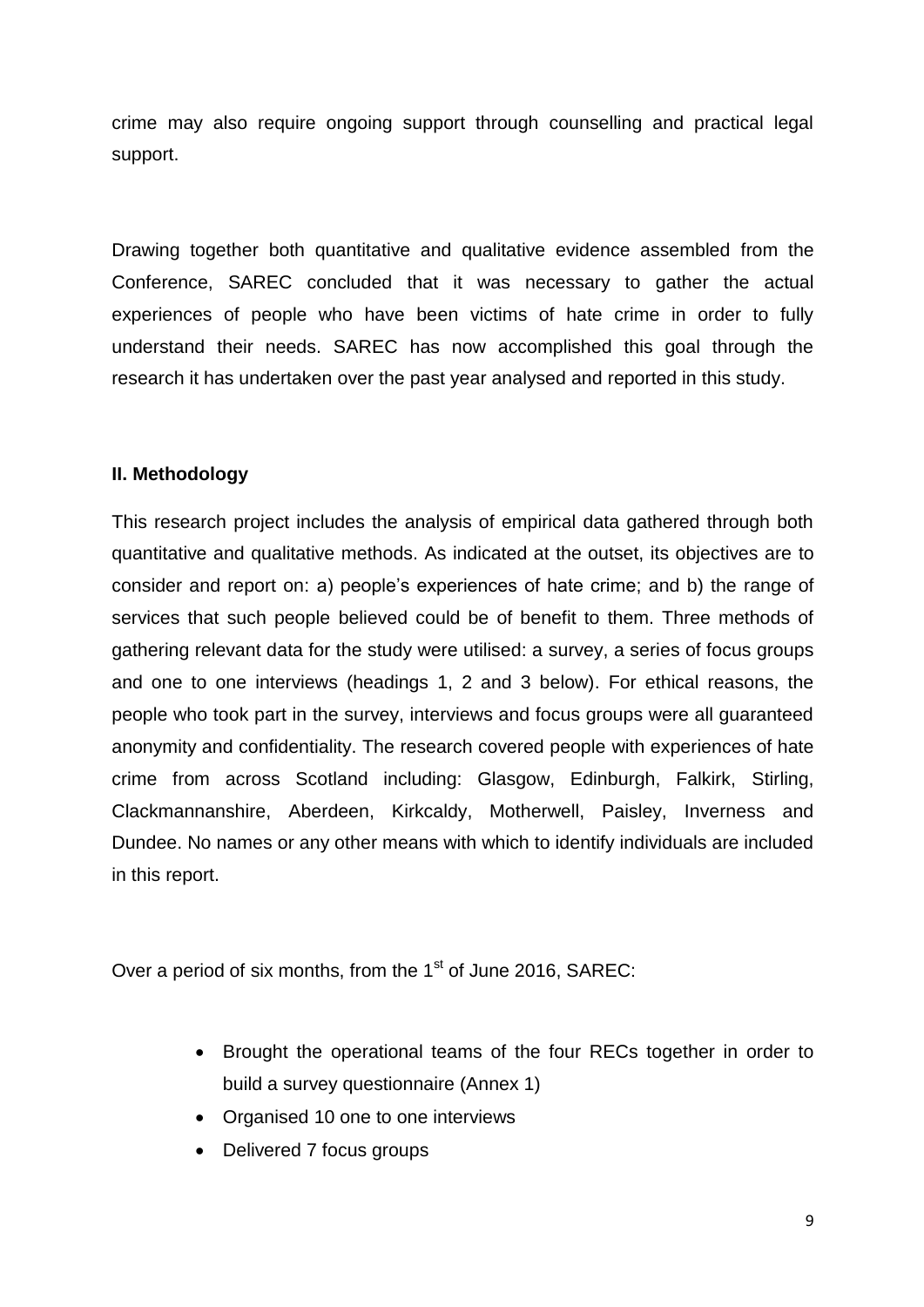crime may also require ongoing support through counselling and practical legal support.

Drawing together both quantitative and qualitative evidence assembled from the Conference, SAREC concluded that it was necessary to gather the actual experiences of people who have been victims of hate crime in order to fully understand their needs. SAREC has now accomplished this goal through the research it has undertaken over the past year analysed and reported in this study.

## II. Methodology

This research project includes the analysis of empirical data gathered through both quantitative and qualitative methods. As indicated at the outset, its objectives are to consider and report on: a) people's experiences of hate crime; and b) the range of services that such people believed could be of benefit to them. Three methods of gathering relevant data for the study were utilised: a survey, a series of focus groups and one to one interviews (headings 1, 2 and 3 below). For ethical reasons, the people who took part in the survey, interviews and focus groups were all guaranteed anonymity and confidentiality. The research covered people with experiences of hate crime from across Scotland including: Glasgow, Edinburgh, Falkirk, Stirling, Clackmannanshire, Aberdeen, Kirkcaldy, Motherwell, Paisley, Inverness and Dundee. No names or any other means with which to identify individuals are included in this report.

Over a period of six months, from the 1st of June 2016, SAREC:

- Brought the operational teams of the four RECs together in order to build a survey questionnaire (Annex 1)
- Organised 10 one to one interviews
- Delivered 7 focus groups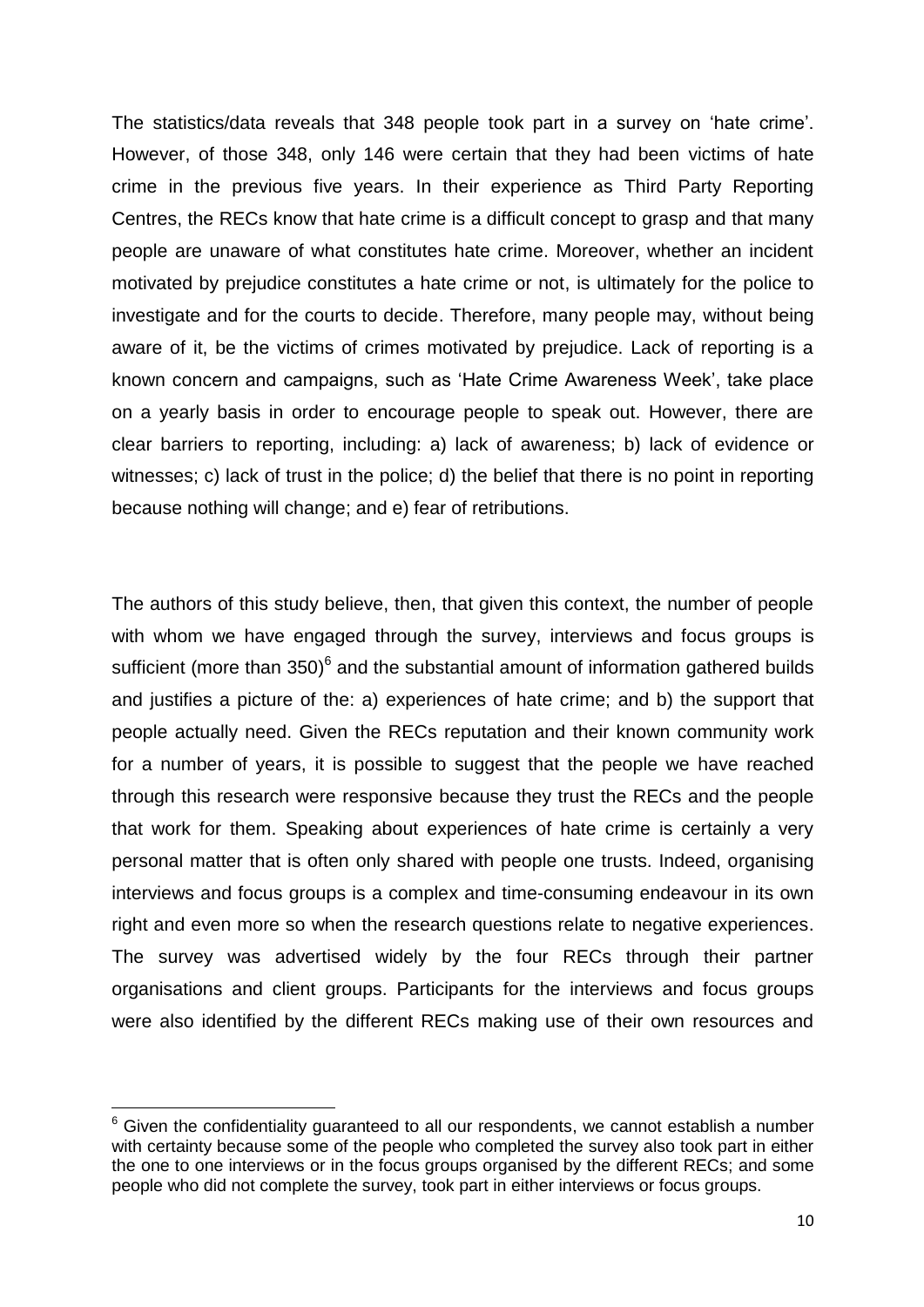The statistics/data reveals that 348 people took part in a survey on 'hate crime'. However, of those 348, only 146 were certain that they had been victims of hate crime in the previous five years. In their experience as Third Party Reporting Centres, the RECs know that hate crime is a difficult concept to grasp and that many people are unaware of what constitutes hate crime. Moreover, whether an incident motivated by prejudice constitutes a hate crime or not, is ultimately for the police to investigate and for the courts to decide. Therefore, many people may, without being aware of it, be the victims of crimes motivated by prejudice. Lack of reporting is a known concern and campaigns, such as 'Hate Crime Awareness Week', take place on a yearly basis in order to encourage people to speak out. However, there are clear barriers to reporting, including: a) lack of awareness; b) lack of evidence or witnesses; c) lack of trust in the police; d) the belief that there is no point in reporting because nothing will change; and e) fear of retributions.

The authors of this study believe, then, that given this context, the number of people with whom we have engaged through the survey, interviews and focus groups is sufficient (more than 350)[6] and the substantial amount of information gathered builds and justifies a picture of the: a) experiences of hate crime; and b) the support that people actually need. Given the RECs reputation and their known community work for a number of years, it is possible to suggest that the people we have reached through this research were responsive because they trust the RECs and the people that work for them. Speaking about experiences of hate crime is certainly a very personal matter that is often only shared with people one trusts. Indeed, organising interviews and focus groups is a complex and time-consuming endeavour in its own right and even more so when the research questions relate to negative experiences. The survey was advertised widely by the four RECs through their partner organisations and client groups. Participants for the interviews and focus groups were also identified by the different RECs making use of their own resources and

[6] Given the confidentiality guaranteed to all our respondents, we cannot establish a number with certainty because some of the people who completed the survey also took part in either the one to one interviews or in the focus groups organised by the different RECs; and some people who did not complete the survey, took part in either interviews or focus groups.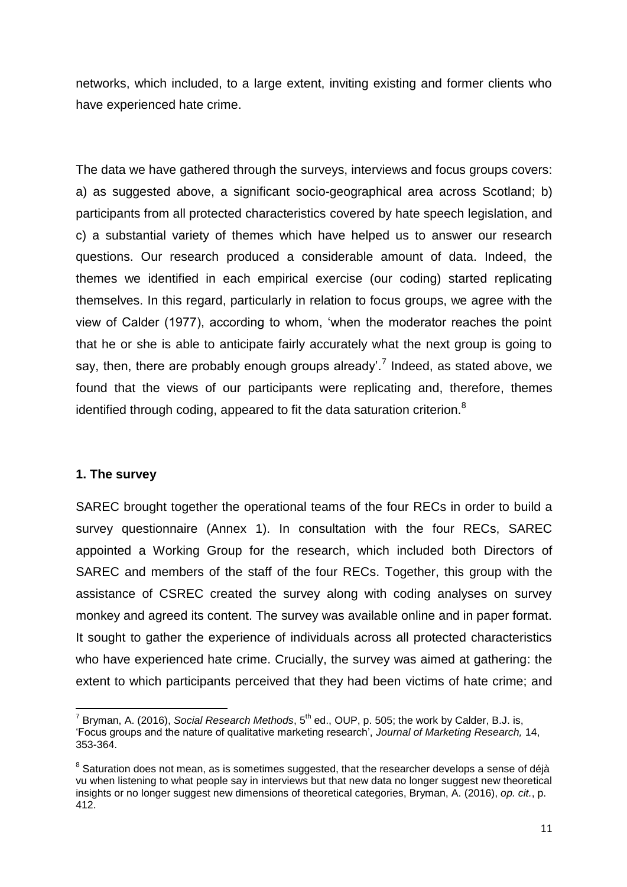networks, which included, to a large extent, inviting existing and former clients who have experienced hate crime.

The data we have gathered through the surveys, interviews and focus groups covers: a) as suggested above, a significant socio-geographical area across Scotland; b) participants from all protected characteristics covered by hate speech legislation, and c) a substantial variety of themes which have helped us to answer our research questions. Our research produced a considerable amount of data. Indeed, the themes we identified in each empirical exercise (our coding) started replicating themselves. In this regard, particularly in relation to focus groups, we agree with the view of Calder (1977), according to whom, 'when the moderator reaches the point that he or she is able to anticipate fairly accurately what the next group is going to say, then, there are probably enough groups already'.[7] Indeed, as stated above, we found that the views of our participants were replicating and, therefore, themes identified through coding, appeared to fit the data saturation criterion.[8]

## 1. The survey

SAREC brought together the operational teams of the four RECs in order to build a survey questionnaire (Annex 1). In consultation with the four RECs, SAREC appointed a Working Group for the research, which included both Directors of SAREC and members of the staff of the four RECs. Together, this group with the assistance of CSREC created the survey along with coding analyses on survey monkey and agreed its content. The survey was available online and in paper format. It sought to gather the experience of individuals across all protected characteristics who have experienced hate crime. Crucially, the survey was aimed at gathering: the extent to which participants perceived that they had been victims of hate crime; and

---

[7] Bryman, A. (2016), *Social Research Methods*, 5th ed., OUP, p. 505; the work by Calder, B.J. is, 'Focus groups and the nature of qualitative marketing research', *Journal of Marketing Research,* 14, 353-364.

[8] Saturation does not mean, as is sometimes suggested, that the researcher develops a sense of déjà vu when listening to what people say in interviews but that new data no longer suggest new theoretical insights or no longer suggest new dimensions of theoretical categories, Bryman, A. (2016), *op. cit.*, p. 412.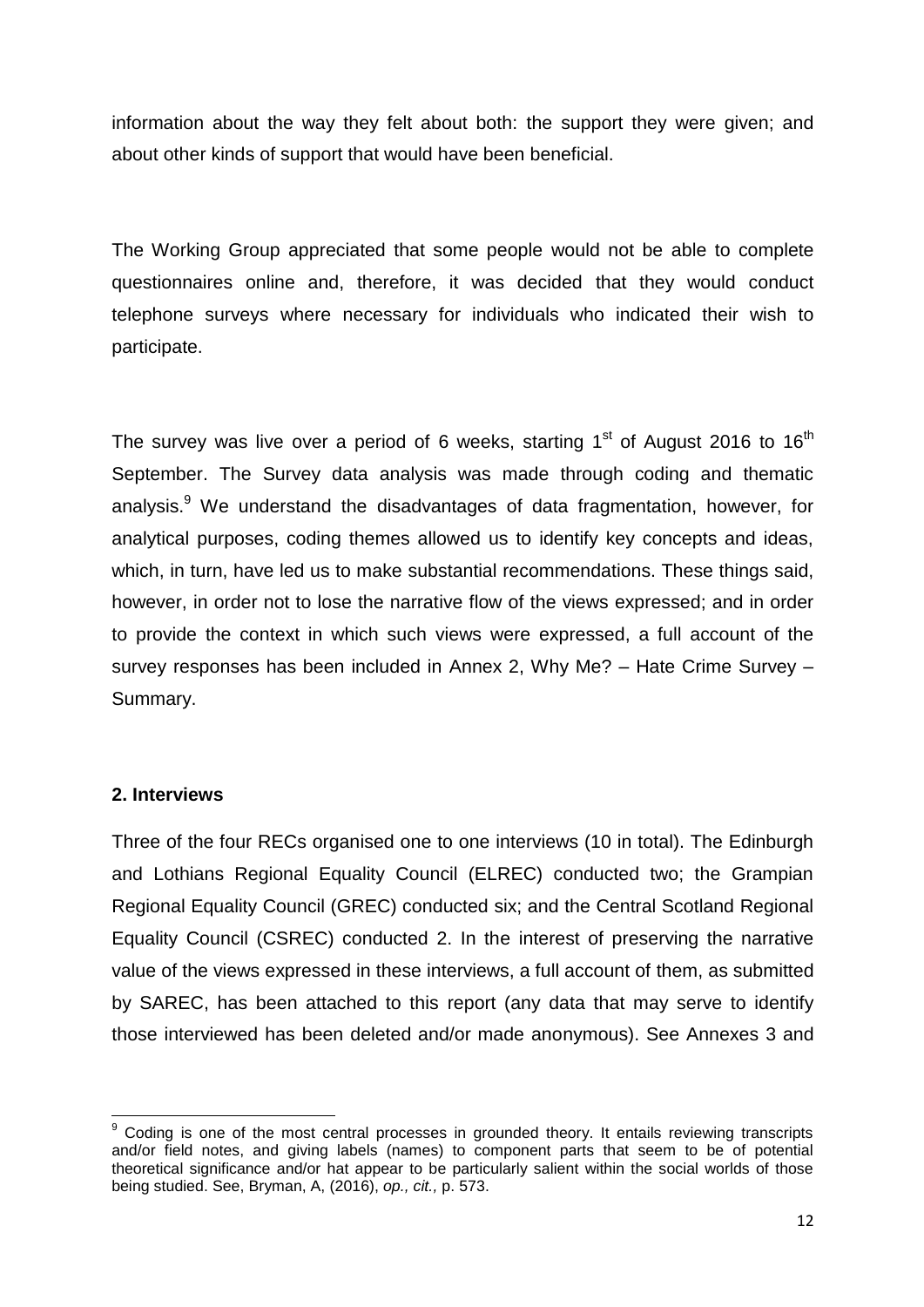information about the way they felt about both: the support they were given; and about other kinds of support that would have been beneficial.

The Working Group appreciated that some people would not be able to complete questionnaires online and, therefore, it was decided that they would conduct telephone surveys where necessary for individuals who indicated their wish to participate.

The survey was live over a period of 6 weeks, starting 1st of August 2016 to 16th September. The Survey data analysis was made through coding and thematic analysis.[9] We understand the disadvantages of data fragmentation, however, for analytical purposes, coding themes allowed us to identify key concepts and ideas, which, in turn, have led us to make substantial recommendations. These things said, however, in order not to lose the narrative flow of the views expressed; and in order to provide the context in which such views were expressed, a full account of the survey responses has been included in Annex 2, Why Me? – Hate Crime Survey – Summary.

## 2. Interviews

Three of the four RECs organised one to one interviews (10 in total). The Edinburgh and Lothians Regional Equality Council (ELREC) conducted two; the Grampian Regional Equality Council (GREC) conducted six; and the Central Scotland Regional Equality Council (CSREC) conducted 2. In the interest of preserving the narrative value of the views expressed in these interviews, a full account of them, as submitted by SAREC, has been attached to this report (any data that may serve to identify those interviewed has been deleted and/or made anonymous). See Annexes 3 and

---

[9] Coding is one of the most central processes in grounded theory. It entails reviewing transcripts and/or field notes, and giving labels (names) to component parts that seem to be of potential theoretical significance and/or hat appear to be particularly salient within the social worlds of those being studied. See, Bryman, A, (2016), *op., cit.,* p. 573.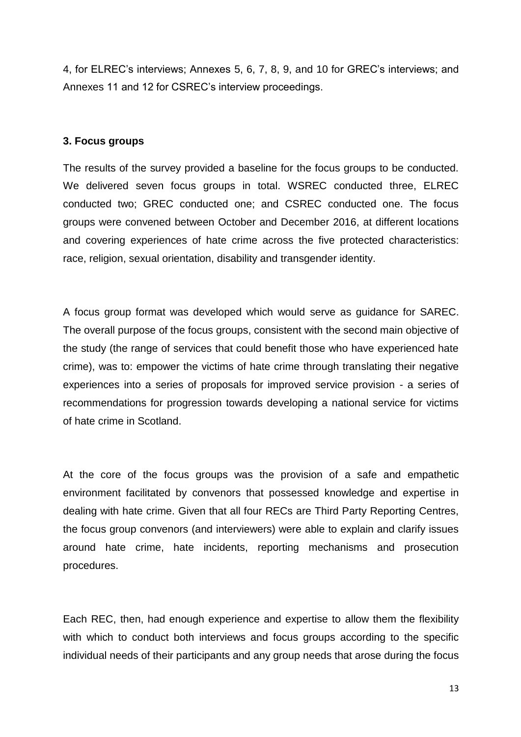4, for ELREC's interviews; Annexes 5, 6, 7, 8, 9, and 10 for GREC's interviews; and Annexes 11 and 12 for CSREC's interview proceedings.

### 3. Focus groups

The results of the survey provided a baseline for the focus groups to be conducted. We delivered seven focus groups in total. WSREC conducted three, ELREC conducted two; GREC conducted one; and CSREC conducted one. The focus groups were convened between October and December 2016, at different locations and covering experiences of hate crime across the five protected characteristics: race, religion, sexual orientation, disability and transgender identity.

A focus group format was developed which would serve as guidance for SAREC. The overall purpose of the focus groups, consistent with the second main objective of the study (the range of services that could benefit those who have experienced hate crime), was to: empower the victims of hate crime through translating their negative experiences into a series of proposals for improved service provision - a series of recommendations for progression towards developing a national service for victims of hate crime in Scotland.

At the core of the focus groups was the provision of a safe and empathetic environment facilitated by convenors that possessed knowledge and expertise in dealing with hate crime. Given that all four RECs are Third Party Reporting Centres, the focus group convenors (and interviewers) were able to explain and clarify issues around hate crime, hate incidents, reporting mechanisms and prosecution procedures.

Each REC, then, had enough experience and expertise to allow them the flexibility with which to conduct both interviews and focus groups according to the specific individual needs of their participants and any group needs that arose during the focus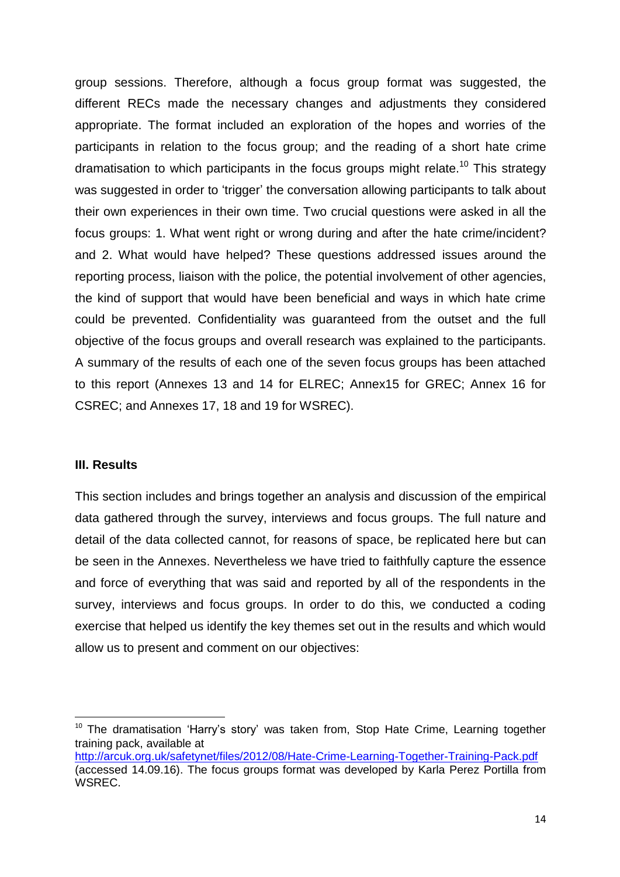group sessions. Therefore, although a focus group format was suggested, the different RECs made the necessary changes and adjustments they considered appropriate. The format included an exploration of the hopes and worries of the participants in relation to the focus group; and the reading of a short hate crime dramatisation to which participants in the focus groups might relate.[10] This strategy was suggested in order to 'trigger' the conversation allowing participants to talk about their own experiences in their own time. Two crucial questions were asked in all the focus groups: 1. What went right or wrong during and after the hate crime/incident? and 2. What would have helped? These questions addressed issues around the reporting process, liaison with the police, the potential involvement of other agencies, the kind of support that would have been beneficial and ways in which hate crime could be prevented. Confidentiality was guaranteed from the outset and the full objective of the focus groups and overall research was explained to the participants. A summary of the results of each one of the seven focus groups has been attached to this report (Annexes 13 and 14 for ELREC; Annex15 for GREC; Annex 16 for CSREC; and Annexes 17, 18 and 19 for WSREC).

### III. Results

This section includes and brings together an analysis and discussion of the empirical data gathered through the survey, interviews and focus groups. The full nature and detail of the data collected cannot, for reasons of space, be replicated here but can be seen in the Annexes. Nevertheless we have tried to faithfully capture the essence and force of everything that was said and reported by all of the respondents in the survey, interviews and focus groups. In order to do this, we conducted a coding exercise that helped us identify the key themes set out in the results and which would allow us to present and comment on our objectives:

---

[10] The dramatisation 'Harry's story' was taken from, Stop Hate Crime, Learning together training pack, available at http://arcuk.org.uk/safetynet/files/2012/08/Hate-Crime-Learning-Together-Training-Pack.pdf (accessed 14.09.16). The focus groups format was developed by Karla Perez Portilla from WSREC.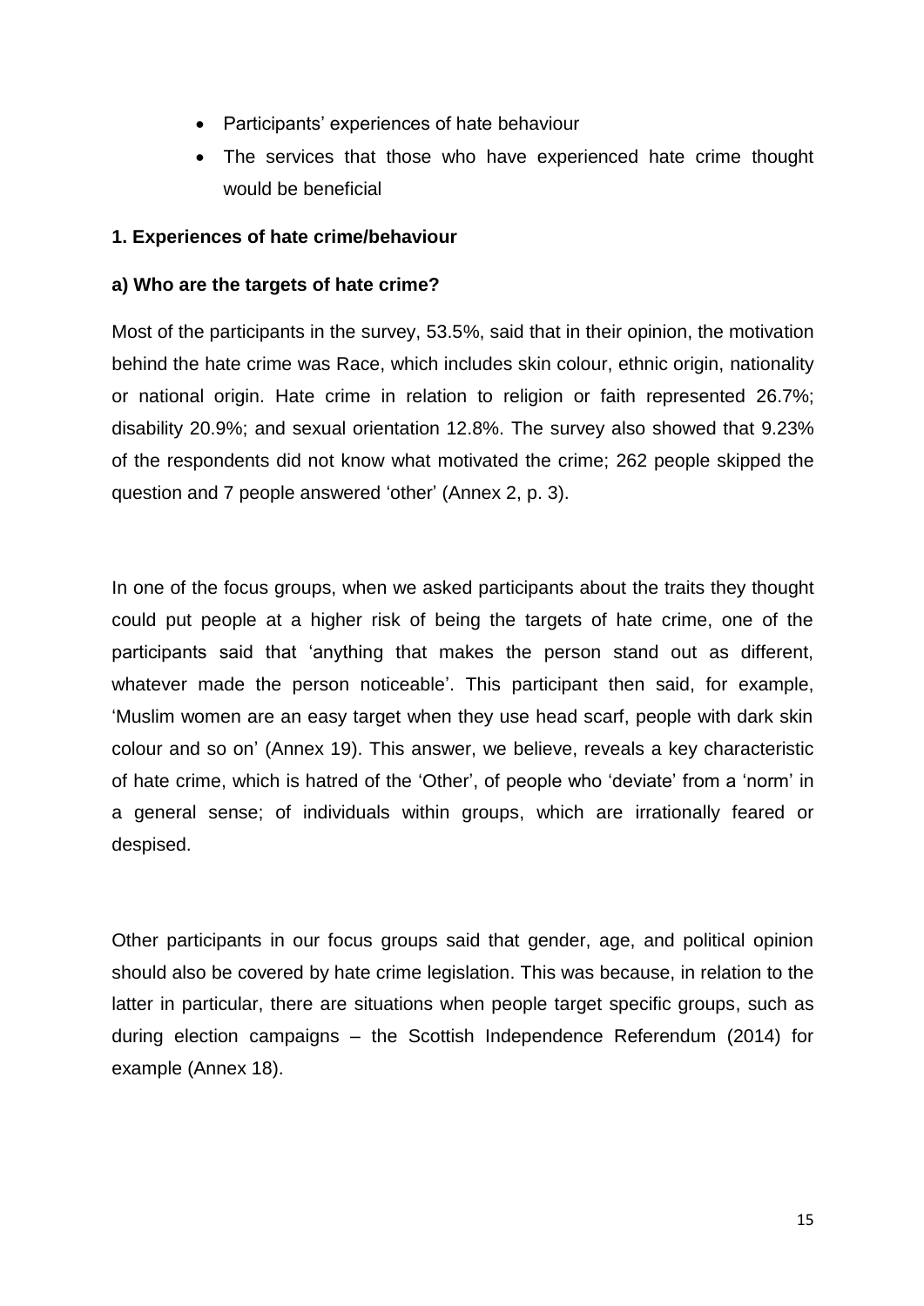- Participants' experiences of hate behaviour
- The services that those who have experienced hate crime thought would be beneficial

**1. Experiences of hate crime/behaviour**

**a) Who are the targets of hate crime?**

Most of the participants in the survey, 53.5%, said that in their opinion, the motivation behind the hate crime was Race, which includes skin colour, ethnic origin, nationality or national origin. Hate crime in relation to religion or faith represented 26.7%; disability 20.9%; and sexual orientation 12.8%. The survey also showed that 9.23% of the respondents did not know what motivated the crime; 262 people skipped the question and 7 people answered 'other' (Annex 2, p. 3).

In one of the focus groups, when we asked participants about the traits they thought could put people at a higher risk of being the targets of hate crime, one of the participants said that 'anything that makes the person stand out as different, whatever made the person noticeable'. This participant then said, for example, 'Muslim women are an easy target when they use head scarf, people with dark skin colour and so on' (Annex 19). This answer, we believe, reveals a key characteristic of hate crime, which is hatred of the 'Other', of people who 'deviate' from a 'norm' in a general sense; of individuals within groups, which are irrationally feared or despised.

Other participants in our focus groups said that gender, age, and political opinion should also be covered by hate crime legislation. This was because, in relation to the latter in particular, there are situations when people target specific groups, such as during election campaigns – the Scottish Independence Referendum (2014) for example (Annex 18).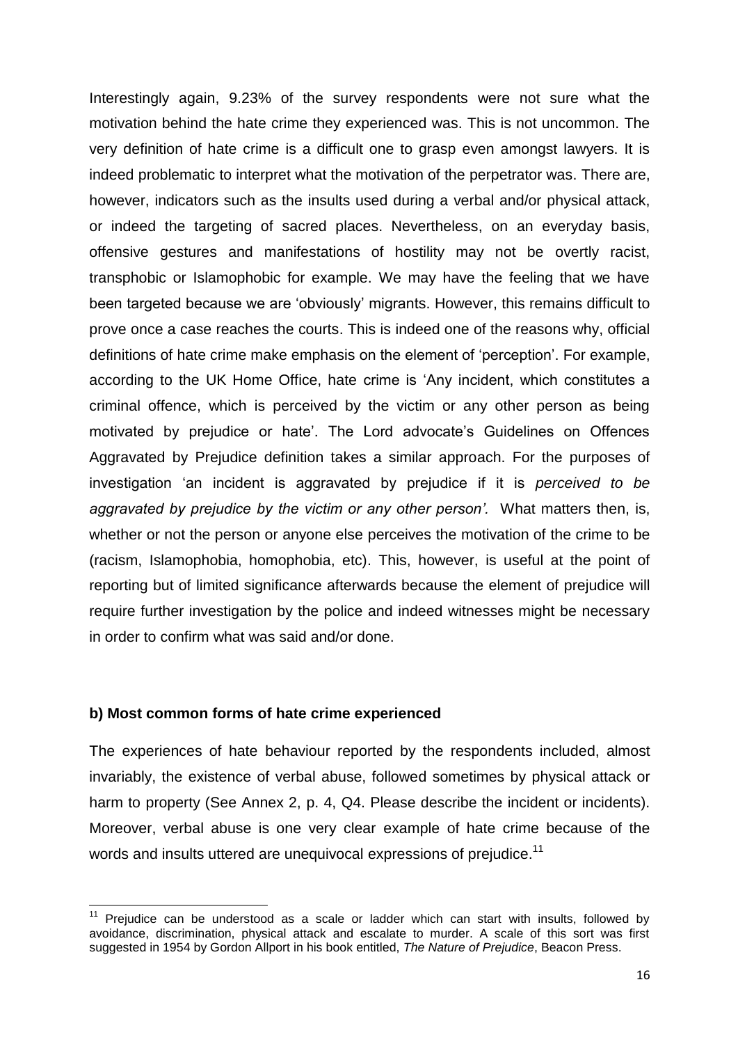Interestingly again, 9.23% of the survey respondents were not sure what the motivation behind the hate crime they experienced was. This is not uncommon. The very definition of hate crime is a difficult one to grasp even amongst lawyers. It is indeed problematic to interpret what the motivation of the perpetrator was. There are, however, indicators such as the insults used during a verbal and/or physical attack, or indeed the targeting of sacred places. Nevertheless, on an everyday basis, offensive gestures and manifestations of hostility may not be overtly racist, transphobic or Islamophobic for example. We may have the feeling that we have been targeted because we are 'obviously' migrants. However, this remains difficult to prove once a case reaches the courts. This is indeed one of the reasons why, official definitions of hate crime make emphasis on the element of 'perception'. For example, according to the UK Home Office, hate crime is 'Any incident, which constitutes a criminal offence, which is perceived by the victim or any other person as being motivated by prejudice or hate'. The Lord advocate's Guidelines on Offences Aggravated by Prejudice definition takes a similar approach. For the purposes of investigation 'an incident is aggravated by prejudice if it is *perceived to be aggravated by prejudice by the victim or any other person'.* What matters then, is, whether or not the person or anyone else perceives the motivation of the crime to be (racism, Islamophobia, homophobia, etc). This, however, is useful at the point of reporting but of limited significance afterwards because the element of prejudice will require further investigation by the police and indeed witnesses might be necessary in order to confirm what was said and/or done.

**b) Most common forms of hate crime experienced**

The experiences of hate behaviour reported by the respondents included, almost invariably, the existence of verbal abuse, followed sometimes by physical attack or harm to property (See Annex 2, p. 4, Q4. Please describe the incident or incidents). Moreover, verbal abuse is one very clear example of hate crime because of the words and insults uttered are unequivocal expressions of prejudice.[11]

[11] Prejudice can be understood as a scale or ladder which can start with insults, followed by avoidance, discrimination, physical attack and escalate to murder. A scale of this sort was first suggested in 1954 by Gordon Allport in his book entitled, *The Nature of Prejudice*, Beacon Press.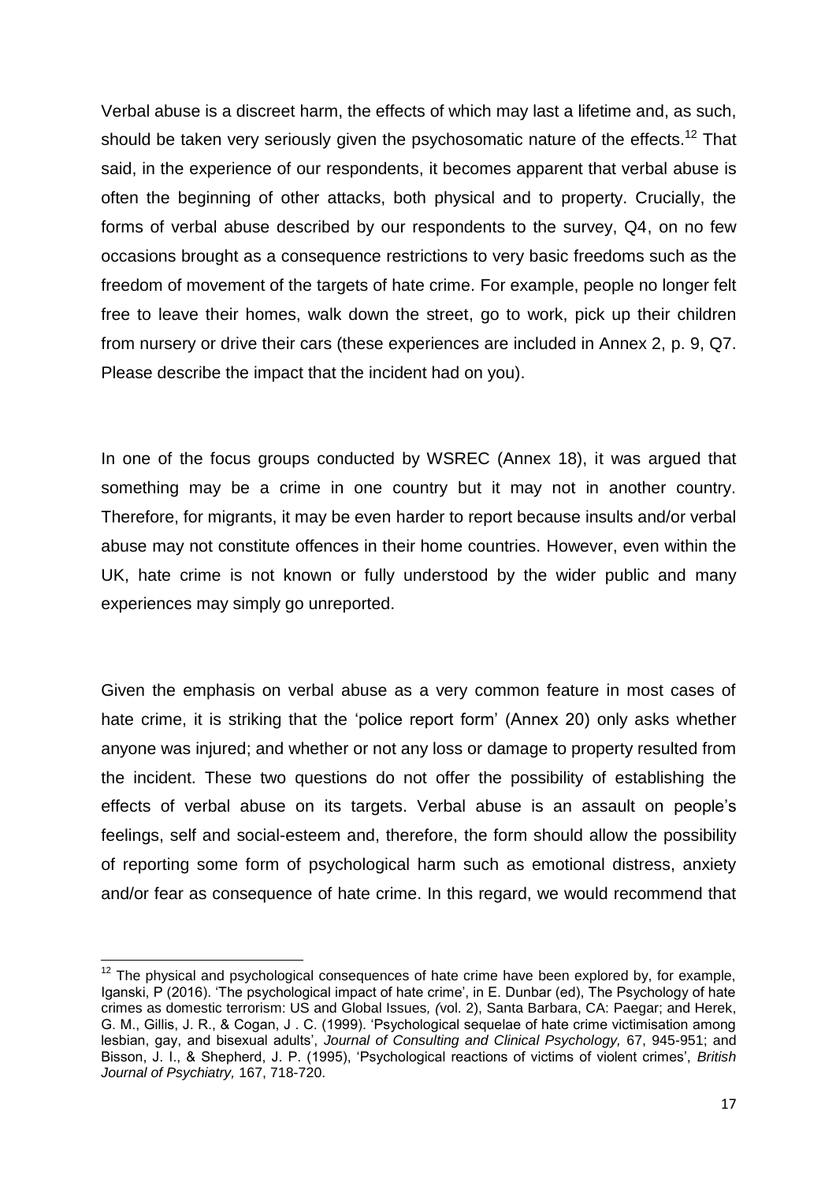Verbal abuse is a discreet harm, the effects of which may last a lifetime and, as such, should be taken very seriously given the psychosomatic nature of the effects.[12] That said, in the experience of our respondents, it becomes apparent that verbal abuse is often the beginning of other attacks, both physical and to property. Crucially, the forms of verbal abuse described by our respondents to the survey, Q4, on no few occasions brought as a consequence restrictions to very basic freedoms such as the freedom of movement of the targets of hate crime. For example, people no longer felt free to leave their homes, walk down the street, go to work, pick up their children from nursery or drive their cars (these experiences are included in Annex 2, p. 9, Q7. Please describe the impact that the incident had on you).

In one of the focus groups conducted by WSREC (Annex 18), it was argued that something may be a crime in one country but it may not in another country. Therefore, for migrants, it may be even harder to report because insults and/or verbal abuse may not constitute offences in their home countries. However, even within the UK, hate crime is not known or fully understood by the wider public and many experiences may simply go unreported.

Given the emphasis on verbal abuse as a very common feature in most cases of hate crime, it is striking that the 'police report form' (Annex 20) only asks whether anyone was injured; and whether or not any loss or damage to property resulted from the incident. These two questions do not offer the possibility of establishing the effects of verbal abuse on its targets. Verbal abuse is an assault on people's feelings, self and social-esteem and, therefore, the form should allow the possibility of reporting some form of psychological harm such as emotional distress, anxiety and/or fear as consequence of hate crime. In this regard, we would recommend that

---

[12] The physical and psychological consequences of hate crime have been explored by, for example, Iganski, P (2016). 'The psychological impact of hate crime', in E. Dunbar (ed), The Psychology of hate crimes as domestic terrorism: US and Global Issues*, (*vol. 2), Santa Barbara, CA: Paegar; and Herek, G. M., Gillis, J. R., & Cogan, J . C. (1999). 'Psychological sequelae of hate crime victimisation among lesbian, gay, and bisexual adults', *Journal of Consulting and Clinical Psychology,* 67, 945-951; and Bisson, J. I., & Shepherd, J. P. (1995), 'Psychological reactions of victims of violent crimes', *British Journal of Psychiatry,* 167, 718-720.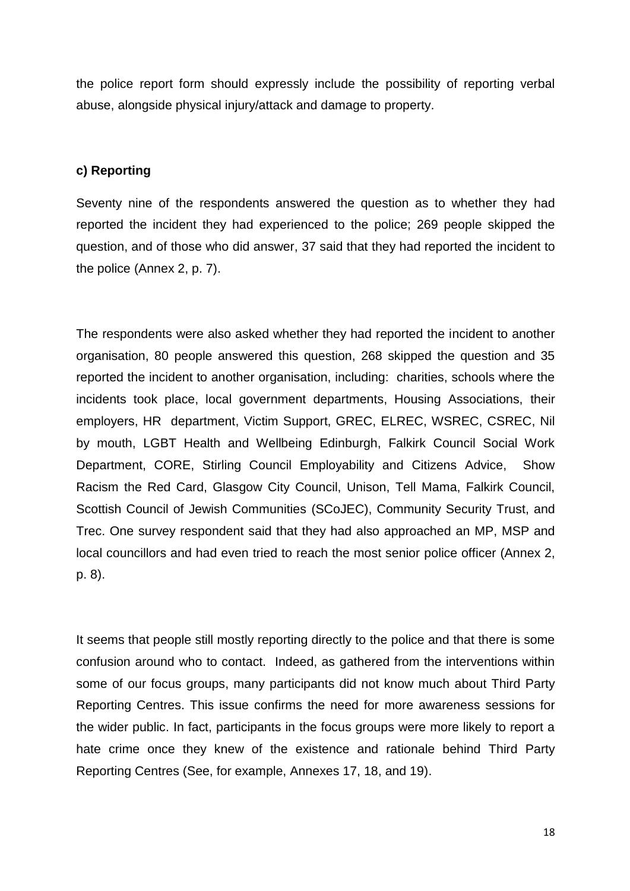the police report form should expressly include the possibility of reporting verbal abuse, alongside physical injury/attack and damage to property.

**c) Reporting**

Seventy nine of the respondents answered the question as to whether they had reported the incident they had experienced to the police; 269 people skipped the question, and of those who did answer, 37 said that they had reported the incident to the police (Annex 2, p. 7).

The respondents were also asked whether they had reported the incident to another organisation, 80 people answered this question, 268 skipped the question and 35 reported the incident to another organisation, including: charities, schools where the incidents took place, local government departments, Housing Associations, their employers, HR department, Victim Support, GREC, ELREC, WSREC, CSREC, Nil by mouth, LGBT Health and Wellbeing Edinburgh, Falkirk Council Social Work Department, CORE, Stirling Council Employability and Citizens Advice, Show Racism the Red Card, Glasgow City Council, Unison, Tell Mama, Falkirk Council, Scottish Council of Jewish Communities (SCoJEC), Community Security Trust, and Trec. One survey respondent said that they had also approached an MP, MSP and local councillors and had even tried to reach the most senior police officer (Annex 2, p. 8).

It seems that people still mostly reporting directly to the police and that there is some confusion around who to contact. Indeed, as gathered from the interventions within some of our focus groups, many participants did not know much about Third Party Reporting Centres. This issue confirms the need for more awareness sessions for the wider public. In fact, participants in the focus groups were more likely to report a hate crime once they knew of the existence and rationale behind Third Party Reporting Centres (See, for example, Annexes 17, 18, and 19).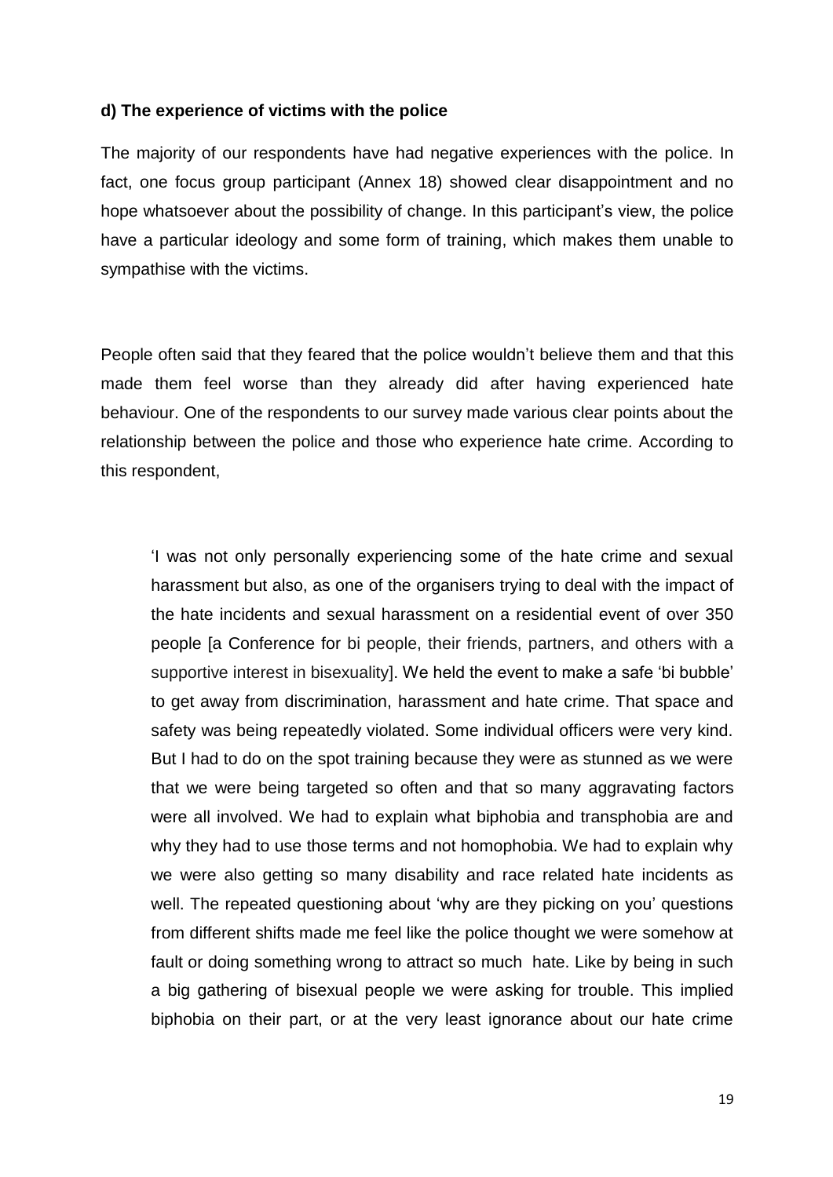**d) The experience of victims with the police**

The majority of our respondents have had negative experiences with the police. In fact, one focus group participant (Annex 18) showed clear disappointment and no hope whatsoever about the possibility of change. In this participant's view, the police have a particular ideology and some form of training, which makes them unable to sympathise with the victims.

People often said that they feared that the police wouldn't believe them and that this made them feel worse than they already did after having experienced hate behaviour. One of the respondents to our survey made various clear points about the relationship between the police and those who experience hate crime. According to this respondent,

> 'I was not only personally experiencing some of the hate crime and sexual harassment but also, as one of the organisers trying to deal with the impact of the hate incidents and sexual harassment on a residential event of over 350 people [a Conference for bi people, their friends, partners, and others with a supportive interest in bisexuality]. We held the event to make a safe 'bi bubble' to get away from discrimination, harassment and hate crime. That space and safety was being repeatedly violated. Some individual officers were very kind. But I had to do on the spot training because they were as stunned as we were that we were being targeted so often and that so many aggravating factors were all involved. We had to explain what biphobia and transphobia are and why they had to use those terms and not homophobia. We had to explain why we were also getting so many disability and race related hate incidents as well. The repeated questioning about 'why are they picking on you' questions from different shifts made me feel like the police thought we were somehow at fault or doing something wrong to attract so much hate. Like by being in such a big gathering of bisexual people we were asking for trouble. This implied biphobia on their part, or at the very least ignorance about our hate crime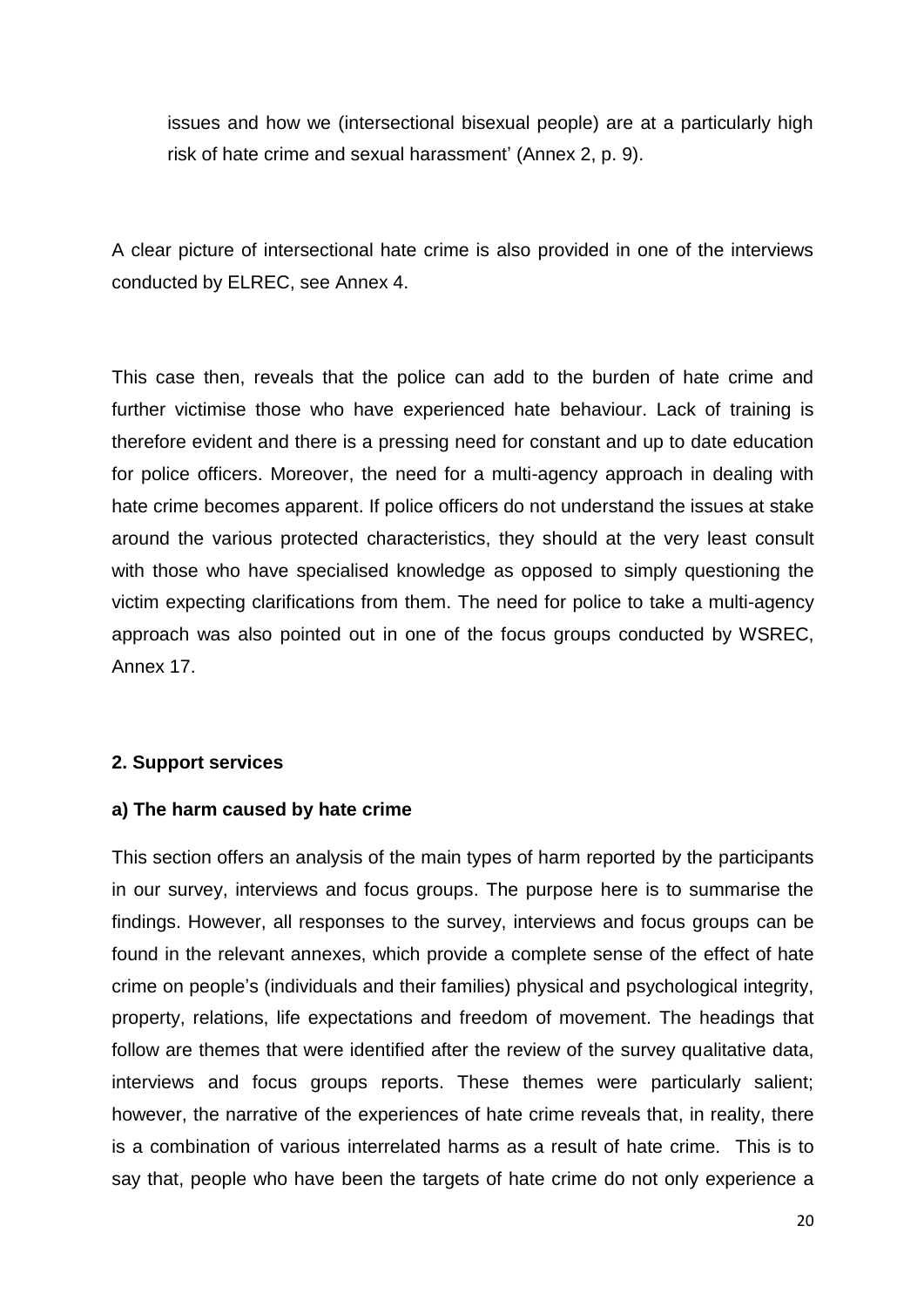issues and how we (intersectional bisexual people) are at a particularly high risk of hate crime and sexual harassment' (Annex 2, p. 9).

A clear picture of intersectional hate crime is also provided in one of the interviews conducted by ELREC, see Annex 4.

This case then, reveals that the police can add to the burden of hate crime and further victimise those who have experienced hate behaviour. Lack of training is therefore evident and there is a pressing need for constant and up to date education for police officers. Moreover, the need for a multi-agency approach in dealing with hate crime becomes apparent. If police officers do not understand the issues at stake around the various protected characteristics, they should at the very least consult with those who have specialised knowledge as opposed to simply questioning the victim expecting clarifications from them. The need for police to take a multi-agency approach was also pointed out in one of the focus groups conducted by WSREC, Annex 17.

## 2. Support services

### a) The harm caused by hate crime

This section offers an analysis of the main types of harm reported by the participants in our survey, interviews and focus groups. The purpose here is to summarise the findings. However, all responses to the survey, interviews and focus groups can be found in the relevant annexes, which provide a complete sense of the effect of hate crime on people's (individuals and their families) physical and psychological integrity, property, relations, life expectations and freedom of movement. The headings that follow are themes that were identified after the review of the survey qualitative data, interviews and focus groups reports. These themes were particularly salient; however, the narrative of the experiences of hate crime reveals that, in reality, there is a combination of various interrelated harms as a result of hate crime. This is to say that, people who have been the targets of hate crime do not only experience a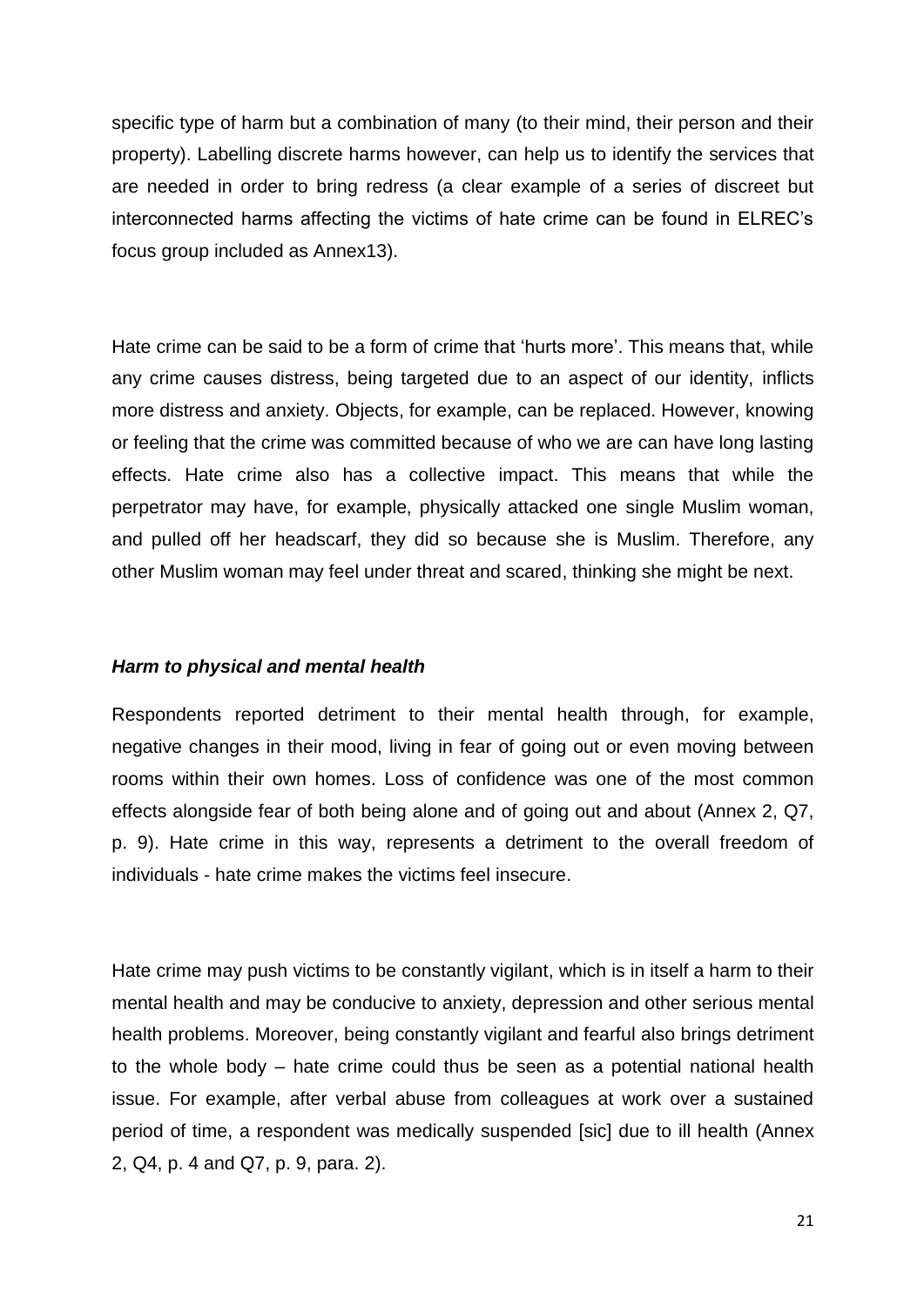specific type of harm but a combination of many (to their mind, their person and their property). Labelling discrete harms however, can help us to identify the services that are needed in order to bring redress (a clear example of a series of discreet but interconnected harms affecting the victims of hate crime can be found in ELREC's focus group included as Annex13).

Hate crime can be said to be a form of crime that 'hurts more'. This means that, while any crime causes distress, being targeted due to an aspect of our identity, inflicts more distress and anxiety. Objects, for example, can be replaced. However, knowing or feeling that the crime was committed because of who we are can have long lasting effects. Hate crime also has a collective impact. This means that while the perpetrator may have, for example, physically attacked one single Muslim woman, and pulled off her headscarf, they did so because she is Muslim. Therefore, any other Muslim woman may feel under threat and scared, thinking she might be next.

### ***Harm to physical and mental health***

Respondents reported detriment to their mental health through, for example, negative changes in their mood, living in fear of going out or even moving between rooms within their own homes. Loss of confidence was one of the most common effects alongside fear of both being alone and of going out and about (Annex 2, Q7, p. 9). Hate crime in this way, represents a detriment to the overall freedom of individuals - hate crime makes the victims feel insecure.

Hate crime may push victims to be constantly vigilant, which is in itself a harm to their mental health and may be conducive to anxiety, depression and other serious mental health problems. Moreover, being constantly vigilant and fearful also brings detriment to the whole body – hate crime could thus be seen as a potential national health issue. For example, after verbal abuse from colleagues at work over a sustained period of time, a respondent was medically suspended [sic] due to ill health (Annex 2, Q4, p. 4 and Q7, p. 9, para. 2).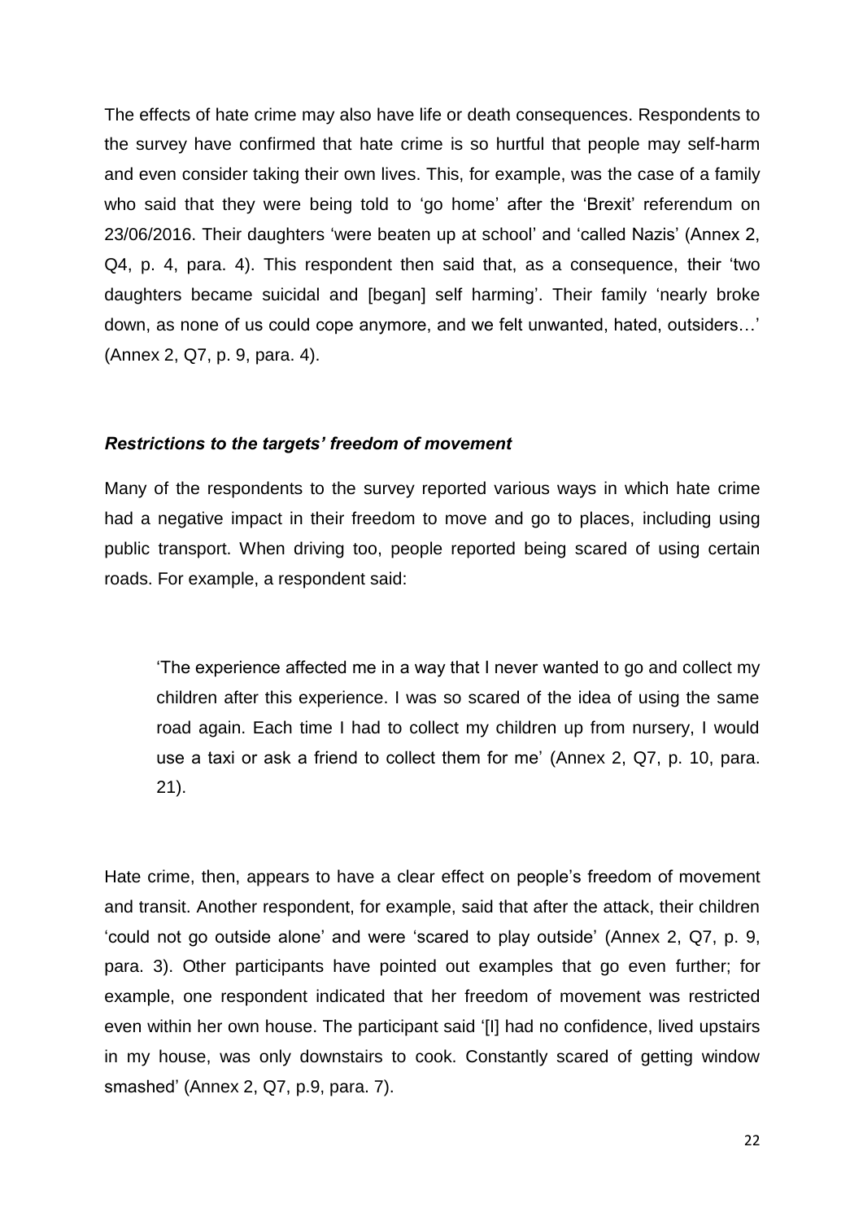The effects of hate crime may also have life or death consequences. Respondents to the survey have confirmed that hate crime is so hurtful that people may self-harm and even consider taking their own lives. This, for example, was the case of a family who said that they were being told to 'go home' after the 'Brexit' referendum on 23/06/2016. Their daughters 'were beaten up at school' and 'called Nazis' (Annex 2, Q4, p. 4, para. 4). This respondent then said that, as a consequence, their 'two daughters became suicidal and [began] self harming'. Their family 'nearly broke down, as none of us could cope anymore, and we felt unwanted, hated, outsiders…' (Annex 2, Q7, p. 9, para. 4).

### *Restrictions to the targets' freedom of movement*

Many of the respondents to the survey reported various ways in which hate crime had a negative impact in their freedom to move and go to places, including using public transport. When driving too, people reported being scared of using certain roads. For example, a respondent said:

> 'The experience affected me in a way that I never wanted to go and collect my children after this experience. I was so scared of the idea of using the same road again. Each time I had to collect my children up from nursery, I would use a taxi or ask a friend to collect them for me' (Annex 2, Q7, p. 10, para. 21).

Hate crime, then, appears to have a clear effect on people's freedom of movement and transit. Another respondent, for example, said that after the attack, their children 'could not go outside alone' and were 'scared to play outside' (Annex 2, Q7, p. 9, para. 3). Other participants have pointed out examples that go even further; for example, one respondent indicated that her freedom of movement was restricted even within her own house. The participant said '[I] had no confidence, lived upstairs in my house, was only downstairs to cook. Constantly scared of getting window smashed' (Annex 2, Q7, p.9, para. 7).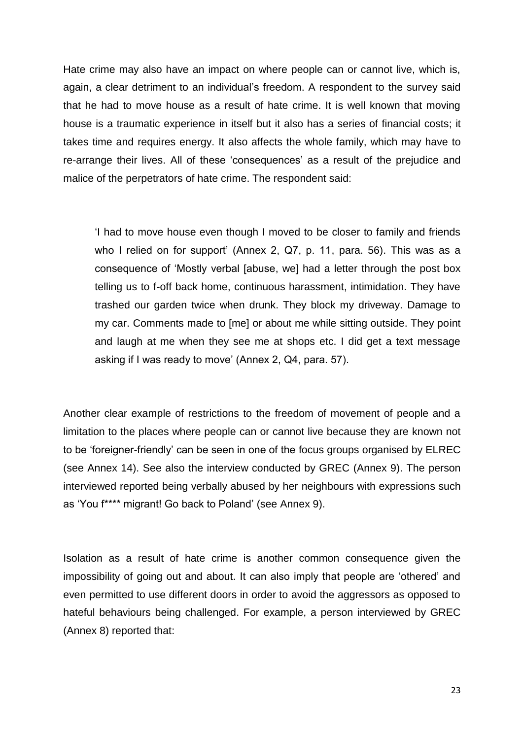Hate crime may also have an impact on where people can or cannot live, which is, again, a clear detriment to an individual's freedom. A respondent to the survey said that he had to move house as a result of hate crime. It is well known that moving house is a traumatic experience in itself but it also has a series of financial costs; it takes time and requires energy. It also affects the whole family, which may have to re-arrange their lives. All of these 'consequences' as a result of the prejudice and malice of the perpetrators of hate crime. The respondent said:

> 'I had to move house even though I moved to be closer to family and friends who I relied on for support' (Annex 2, Q7, p. 11, para. 56). This was as a consequence of 'Mostly verbal [abuse, we] had a letter through the post box telling us to f-off back home, continuous harassment, intimidation. They have trashed our garden twice when drunk. They block my driveway. Damage to my car. Comments made to [me] or about me while sitting outside. They point and laugh at me when they see me at shops etc. I did get a text message asking if I was ready to move' (Annex 2, Q4, para. 57).

Another clear example of restrictions to the freedom of movement of people and a limitation to the places where people can or cannot live because they are known not to be 'foreigner-friendly' can be seen in one of the focus groups organised by ELREC (see Annex 14). See also the interview conducted by GREC (Annex 9). The person interviewed reported being verbally abused by her neighbours with expressions such as 'You f**** migrant! Go back to Poland' (see Annex 9).

Isolation as a result of hate crime is another common consequence given the impossibility of going out and about. It can also imply that people are 'othered' and even permitted to use different doors in order to avoid the aggressors as opposed to hateful behaviours being challenged. For example, a person interviewed by GREC (Annex 8) reported that: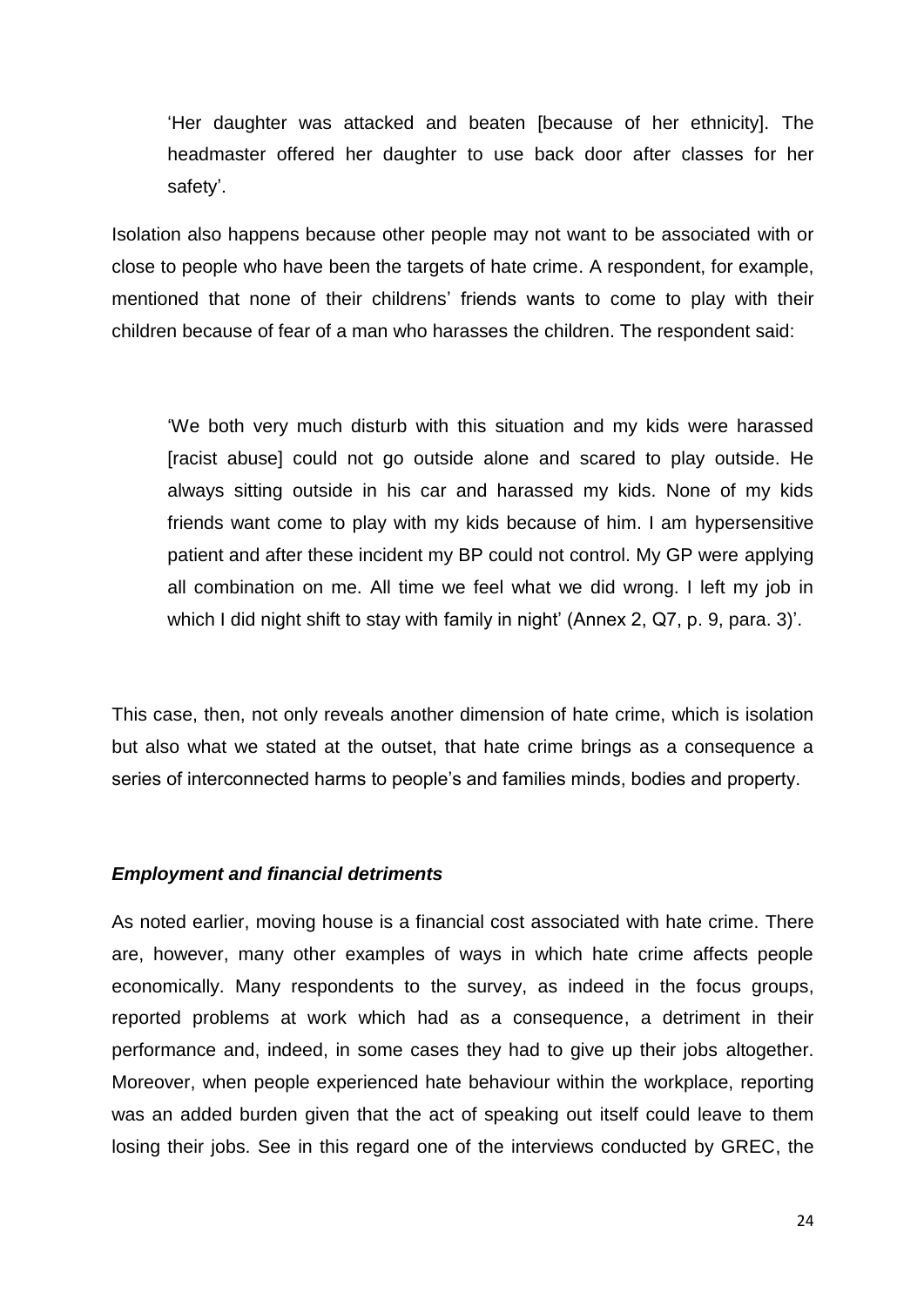> 'Her daughter was attacked and beaten [because of her ethnicity]. The headmaster offered her daughter to use back door after classes for her safety'.

Isolation also happens because other people may not want to be associated with or close to people who have been the targets of hate crime. A respondent, for example, mentioned that none of their childrens' friends wants to come to play with their children because of fear of a man who harasses the children. The respondent said:

> 'We both very much disturb with this situation and my kids were harassed [racist abuse] could not go outside alone and scared to play outside. He always sitting outside in his car and harassed my kids. None of my kids friends want come to play with my kids because of him. I am hypersensitive patient and after these incident my BP could not control. My GP were applying all combination on me. All time we feel what we did wrong. I left my job in which I did night shift to stay with family in night' (Annex 2, Q7, p. 9, para. 3)'.

This case, then, not only reveals another dimension of hate crime, which is isolation but also what we stated at the outset, that hate crime brings as a consequence a series of interconnected harms to people's and families minds, bodies and property.

### *Employment and financial detriments*

As noted earlier, moving house is a financial cost associated with hate crime. There are, however, many other examples of ways in which hate crime affects people economically. Many respondents to the survey, as indeed in the focus groups, reported problems at work which had as a consequence, a detriment in their performance and, indeed, in some cases they had to give up their jobs altogether. Moreover, when people experienced hate behaviour within the workplace, reporting was an added burden given that the act of speaking out itself could leave to them losing their jobs. See in this regard one of the interviews conducted by GREC, the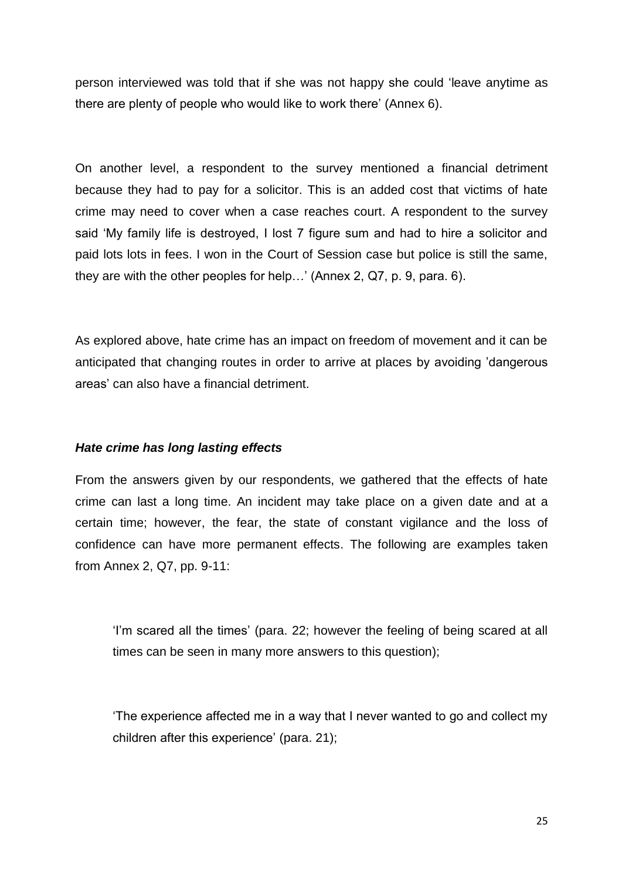person interviewed was told that if she was not happy she could 'leave anytime as there are plenty of people who would like to work there' (Annex 6).

On another level, a respondent to the survey mentioned a financial detriment because they had to pay for a solicitor. This is an added cost that victims of hate crime may need to cover when a case reaches court. A respondent to the survey said 'My family life is destroyed, I lost 7 figure sum and had to hire a solicitor and paid lots lots in fees. I won in the Court of Session case but police is still the same, they are with the other peoples for help…' (Annex 2, Q7, p. 9, para. 6).

As explored above, hate crime has an impact on freedom of movement and it can be anticipated that changing routes in order to arrive at places by avoiding 'dangerous areas' can also have a financial detriment.

***Hate crime has long lasting effects***

From the answers given by our respondents, we gathered that the effects of hate crime can last a long time. An incident may take place on a given date and at a certain time; however, the fear, the state of constant vigilance and the loss of confidence can have more permanent effects. The following are examples taken from Annex 2, Q7, pp. 9-11:

> 'I'm scared all the times' (para. 22; however the feeling of being scared at all times can be seen in many more answers to this question);
>
> 'The experience affected me in a way that I never wanted to go and collect my children after this experience' (para. 21);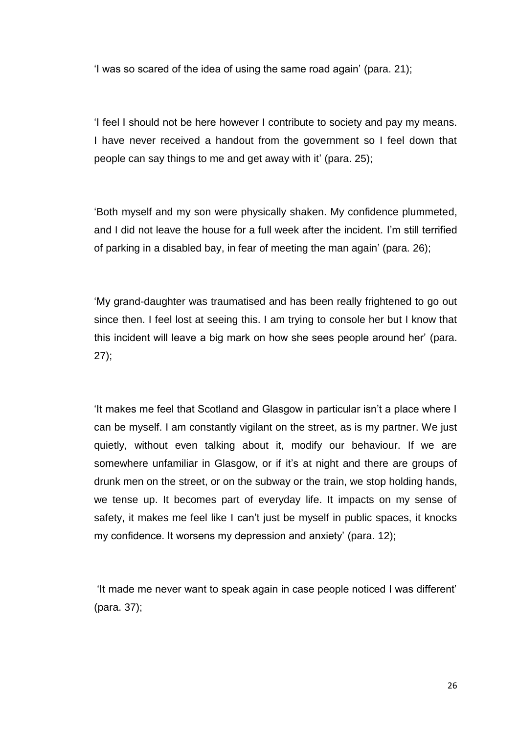'I was so scared of the idea of using the same road again' (para. 21);

'I feel I should not be here however I contribute to society and pay my means. I have never received a handout from the government so I feel down that people can say things to me and get away with it' (para. 25);

'Both myself and my son were physically shaken. My confidence plummeted, and I did not leave the house for a full week after the incident. I'm still terrified of parking in a disabled bay, in fear of meeting the man again' (para. 26);

'My grand-daughter was traumatised and has been really frightened to go out since then. I feel lost at seeing this. I am trying to console her but I know that this incident will leave a big mark on how she sees people around her' (para. 27);

'It makes me feel that Scotland and Glasgow in particular isn't a place where I can be myself. I am constantly vigilant on the street, as is my partner. We just quietly, without even talking about it, modify our behaviour. If we are somewhere unfamiliar in Glasgow, or if it's at night and there are groups of drunk men on the street, or on the subway or the train, we stop holding hands, we tense up. It becomes part of everyday life. It impacts on my sense of safety, it makes me feel like I can't just be myself in public spaces, it knocks my confidence. It worsens my depression and anxiety' (para. 12);

'It made me never want to speak again in case people noticed I was different' (para. 37);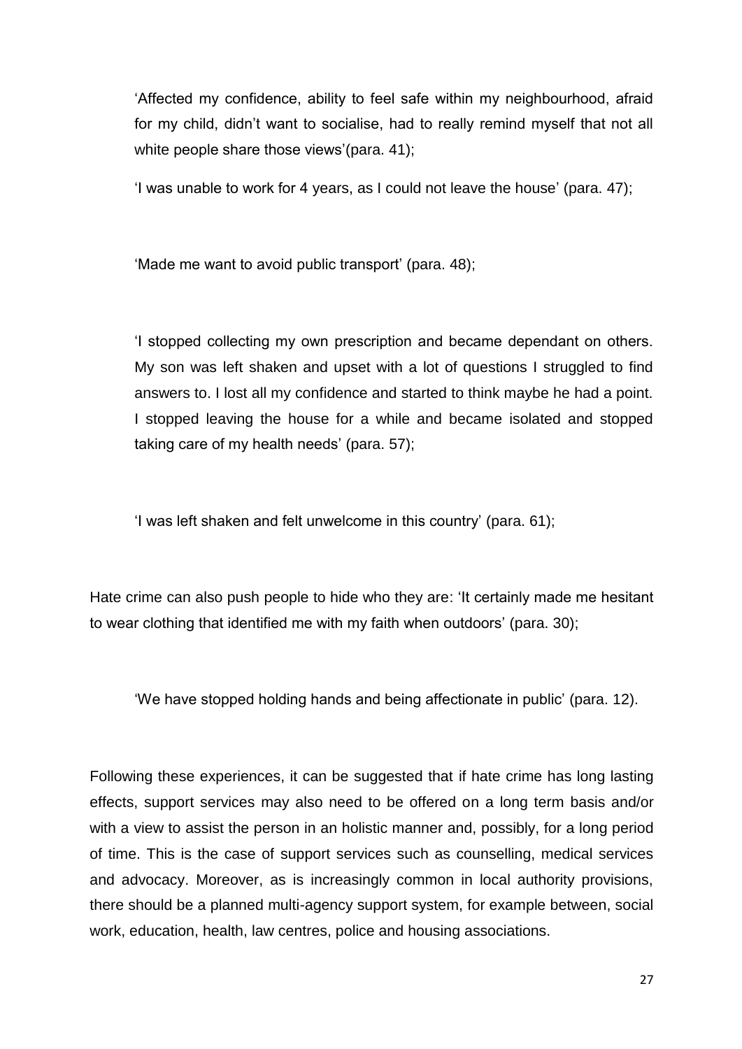> 'Affected my confidence, ability to feel safe within my neighbourhood, afraid for my child, didn't want to socialise, had to really remind myself that not all white people share those views'(para. 41);

> 'I was unable to work for 4 years, as I could not leave the house' (para. 47);

> 'Made me want to avoid public transport' (para. 48);

> 'I stopped collecting my own prescription and became dependant on others. My son was left shaken and upset with a lot of questions I struggled to find answers to. I lost all my confidence and started to think maybe he had a point. I stopped leaving the house for a while and became isolated and stopped taking care of my health needs' (para. 57);

> 'I was left shaken and felt unwelcome in this country' (para. 61);

Hate crime can also push people to hide who they are: 'It certainly made me hesitant to wear clothing that identified me with my faith when outdoors' (para. 30);

> 'We have stopped holding hands and being affectionate in public' (para. 12).

Following these experiences, it can be suggested that if hate crime has long lasting effects, support services may also need to be offered on a long term basis and/or with a view to assist the person in an holistic manner and, possibly, for a long period of time. This is the case of support services such as counselling, medical services and advocacy. Moreover, as is increasingly common in local authority provisions, there should be a planned multi-agency support system, for example between, social work, education, health, law centres, police and housing associations.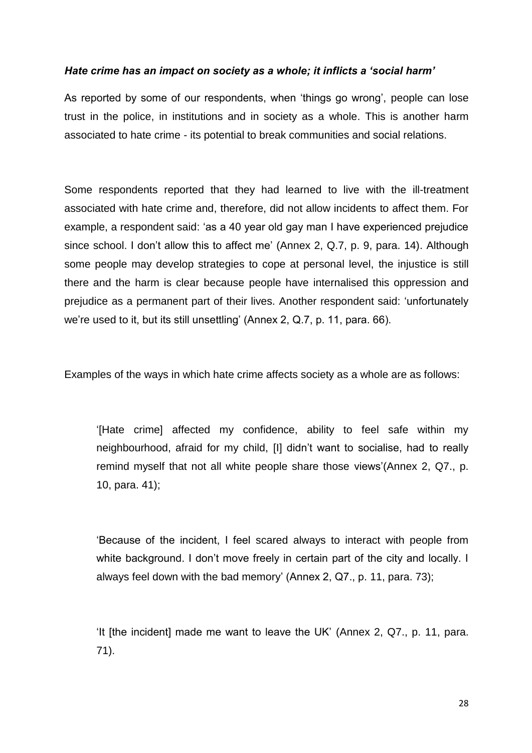***Hate crime has an impact on society as a whole; it inflicts a 'social harm'***

As reported by some of our respondents, when 'things go wrong', people can lose trust in the police, in institutions and in society as a whole. This is another harm associated to hate crime - its potential to break communities and social relations.

Some respondents reported that they had learned to live with the ill-treatment associated with hate crime and, therefore, did not allow incidents to affect them. For example, a respondent said: 'as a 40 year old gay man I have experienced prejudice since school. I don't allow this to affect me' (Annex 2, Q.7, p. 9, para. 14). Although some people may develop strategies to cope at personal level, the injustice is still there and the harm is clear because people have internalised this oppression and prejudice as a permanent part of their lives. Another respondent said: 'unfortunately we're used to it, but its still unsettling' (Annex 2, Q.7, p. 11, para. 66).

Examples of the ways in which hate crime affects society as a whole are as follows:

> '[Hate crime] affected my confidence, ability to feel safe within my neighbourhood, afraid for my child, [I] didn't want to socialise, had to really remind myself that not all white people share those views'(Annex 2, Q7., p. 10, para. 41);
>
> 'Because of the incident, I feel scared always to interact with people from white background. I don't move freely in certain part of the city and locally. I always feel down with the bad memory' (Annex 2, Q7., p. 11, para. 73);
>
> 'It [the incident] made me want to leave the UK' (Annex 2, Q7., p. 11, para. 71).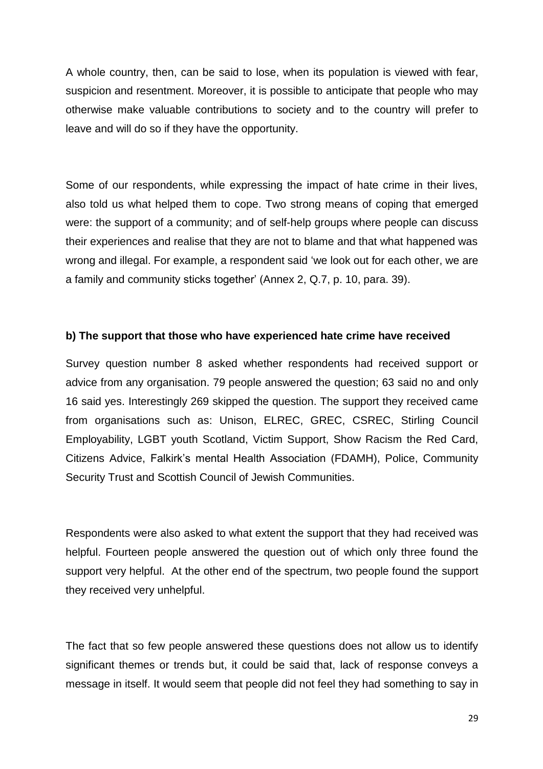A whole country, then, can be said to lose, when its population is viewed with fear, suspicion and resentment. Moreover, it is possible to anticipate that people who may otherwise make valuable contributions to society and to the country will prefer to leave and will do so if they have the opportunity.

Some of our respondents, while expressing the impact of hate crime in their lives, also told us what helped them to cope. Two strong means of coping that emerged were: the support of a community; and of self-help groups where people can discuss their experiences and realise that they are not to blame and that what happened was wrong and illegal. For example, a respondent said 'we look out for each other, we are a family and community sticks together' (Annex 2, Q.7, p. 10, para. 39).

**b) The support that those who have experienced hate crime have received**

Survey question number 8 asked whether respondents had received support or advice from any organisation. 79 people answered the question; 63 said no and only 16 said yes. Interestingly 269 skipped the question. The support they received came from organisations such as: Unison, ELREC, GREC, CSREC, Stirling Council Employability, LGBT youth Scotland, Victim Support, Show Racism the Red Card, Citizens Advice, Falkirk's mental Health Association (FDAMH), Police, Community Security Trust and Scottish Council of Jewish Communities.

Respondents were also asked to what extent the support that they had received was helpful. Fourteen people answered the question out of which only three found the support very helpful. At the other end of the spectrum, two people found the support they received very unhelpful.

The fact that so few people answered these questions does not allow us to identify significant themes or trends but, it could be said that, lack of response conveys a message in itself. It would seem that people did not feel they had something to say in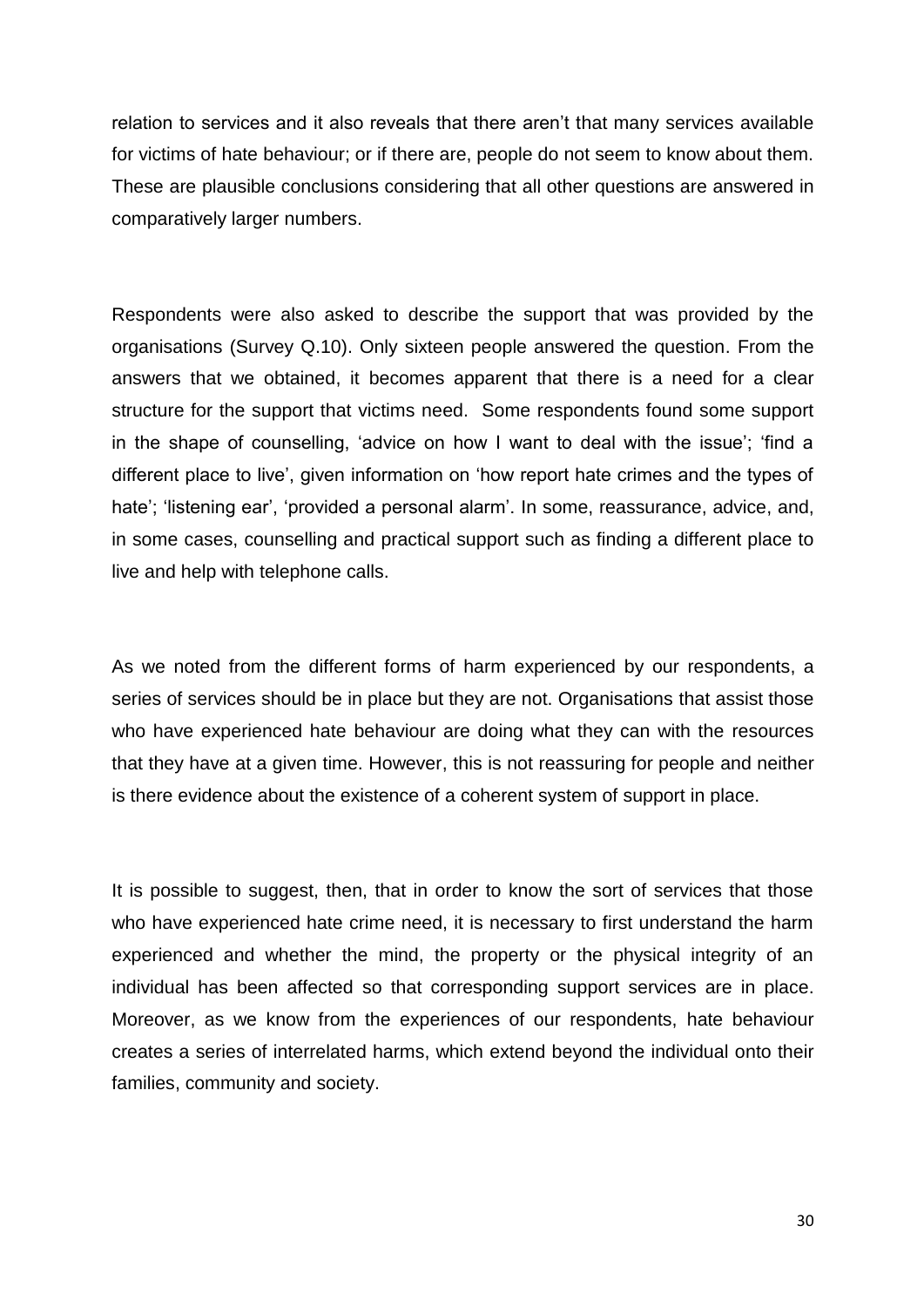relation to services and it also reveals that there aren't that many services available for victims of hate behaviour; or if there are, people do not seem to know about them. These are plausible conclusions considering that all other questions are answered in comparatively larger numbers.

Respondents were also asked to describe the support that was provided by the organisations (Survey Q.10). Only sixteen people answered the question. From the answers that we obtained, it becomes apparent that there is a need for a clear structure for the support that victims need. Some respondents found some support in the shape of counselling, 'advice on how I want to deal with the issue'; 'find a different place to live', given information on 'how report hate crimes and the types of hate'; 'listening ear', 'provided a personal alarm'. In some, reassurance, advice, and, in some cases, counselling and practical support such as finding a different place to live and help with telephone calls.

As we noted from the different forms of harm experienced by our respondents, a series of services should be in place but they are not. Organisations that assist those who have experienced hate behaviour are doing what they can with the resources that they have at a given time. However, this is not reassuring for people and neither is there evidence about the existence of a coherent system of support in place.

It is possible to suggest, then, that in order to know the sort of services that those who have experienced hate crime need, it is necessary to first understand the harm experienced and whether the mind, the property or the physical integrity of an individual has been affected so that corresponding support services are in place. Moreover, as we know from the experiences of our respondents, hate behaviour creates a series of interrelated harms, which extend beyond the individual onto their families, community and society.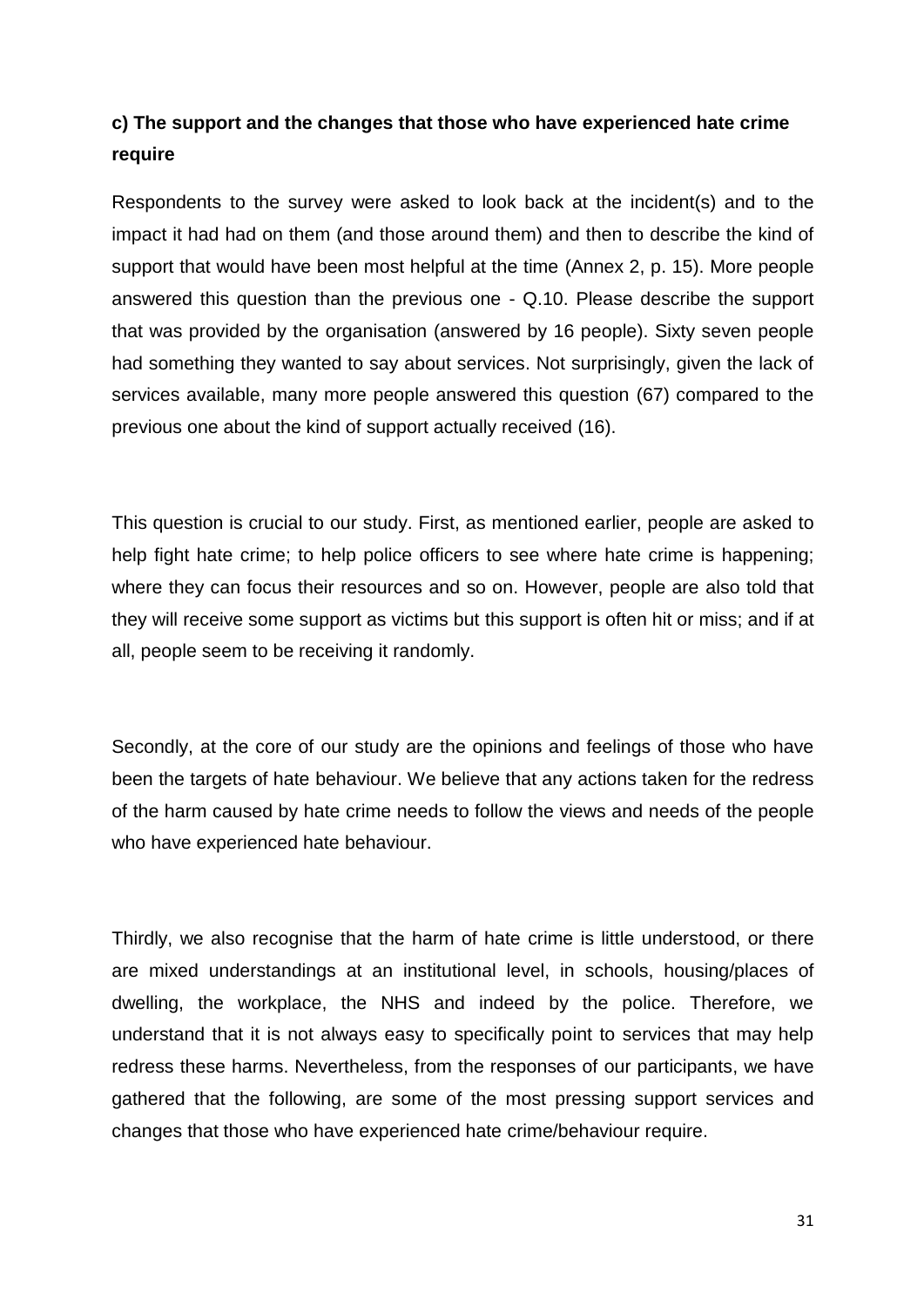### c) The support and the changes that those who have experienced hate crime require

Respondents to the survey were asked to look back at the incident(s) and to the impact it had had on them (and those around them) and then to describe the kind of support that would have been most helpful at the time (Annex 2, p. 15). More people answered this question than the previous one - Q.10. Please describe the support that was provided by the organisation (answered by 16 people). Sixty seven people had something they wanted to say about services. Not surprisingly, given the lack of services available, many more people answered this question (67) compared to the previous one about the kind of support actually received (16).

This question is crucial to our study. First, as mentioned earlier, people are asked to help fight hate crime; to help police officers to see where hate crime is happening; where they can focus their resources and so on. However, people are also told that they will receive some support as victims but this support is often hit or miss; and if at all, people seem to be receiving it randomly.

Secondly, at the core of our study are the opinions and feelings of those who have been the targets of hate behaviour. We believe that any actions taken for the redress of the harm caused by hate crime needs to follow the views and needs of the people who have experienced hate behaviour.

Thirdly, we also recognise that the harm of hate crime is little understood, or there are mixed understandings at an institutional level, in schools, housing/places of dwelling, the workplace, the NHS and indeed by the police. Therefore, we understand that it is not always easy to specifically point to services that may help redress these harms. Nevertheless, from the responses of our participants, we have gathered that the following, are some of the most pressing support services and changes that those who have experienced hate crime/behaviour require.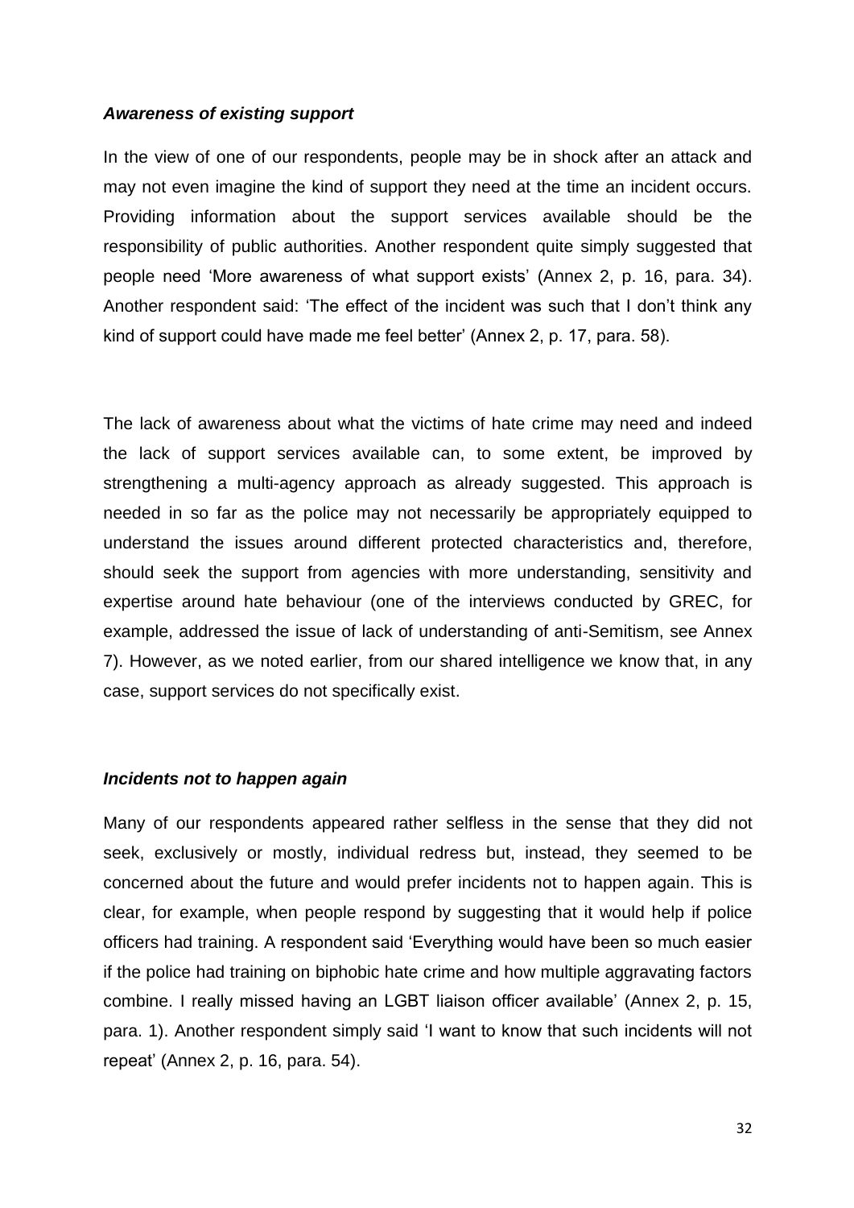### *Awareness of existing support*

In the view of one of our respondents, people may be in shock after an attack and may not even imagine the kind of support they need at the time an incident occurs. Providing information about the support services available should be the responsibility of public authorities. Another respondent quite simply suggested that people need 'More awareness of what support exists' (Annex 2, p. 16, para. 34). Another respondent said: 'The effect of the incident was such that I don't think any kind of support could have made me feel better' (Annex 2, p. 17, para. 58).

The lack of awareness about what the victims of hate crime may need and indeed the lack of support services available can, to some extent, be improved by strengthening a multi-agency approach as already suggested. This approach is needed in so far as the police may not necessarily be appropriately equipped to understand the issues around different protected characteristics and, therefore, should seek the support from agencies with more understanding, sensitivity and expertise around hate behaviour (one of the interviews conducted by GREC, for example, addressed the issue of lack of understanding of anti-Semitism, see Annex 7). However, as we noted earlier, from our shared intelligence we know that, in any case, support services do not specifically exist.

### *Incidents not to happen again*

Many of our respondents appeared rather selfless in the sense that they did not seek, exclusively or mostly, individual redress but, instead, they seemed to be concerned about the future and would prefer incidents not to happen again. This is clear, for example, when people respond by suggesting that it would help if police officers had training. A respondent said 'Everything would have been so much easier if the police had training on biphobic hate crime and how multiple aggravating factors combine. I really missed having an LGBT liaison officer available' (Annex 2, p. 15, para. 1). Another respondent simply said 'I want to know that such incidents will not repeat' (Annex 2, p. 16, para. 54).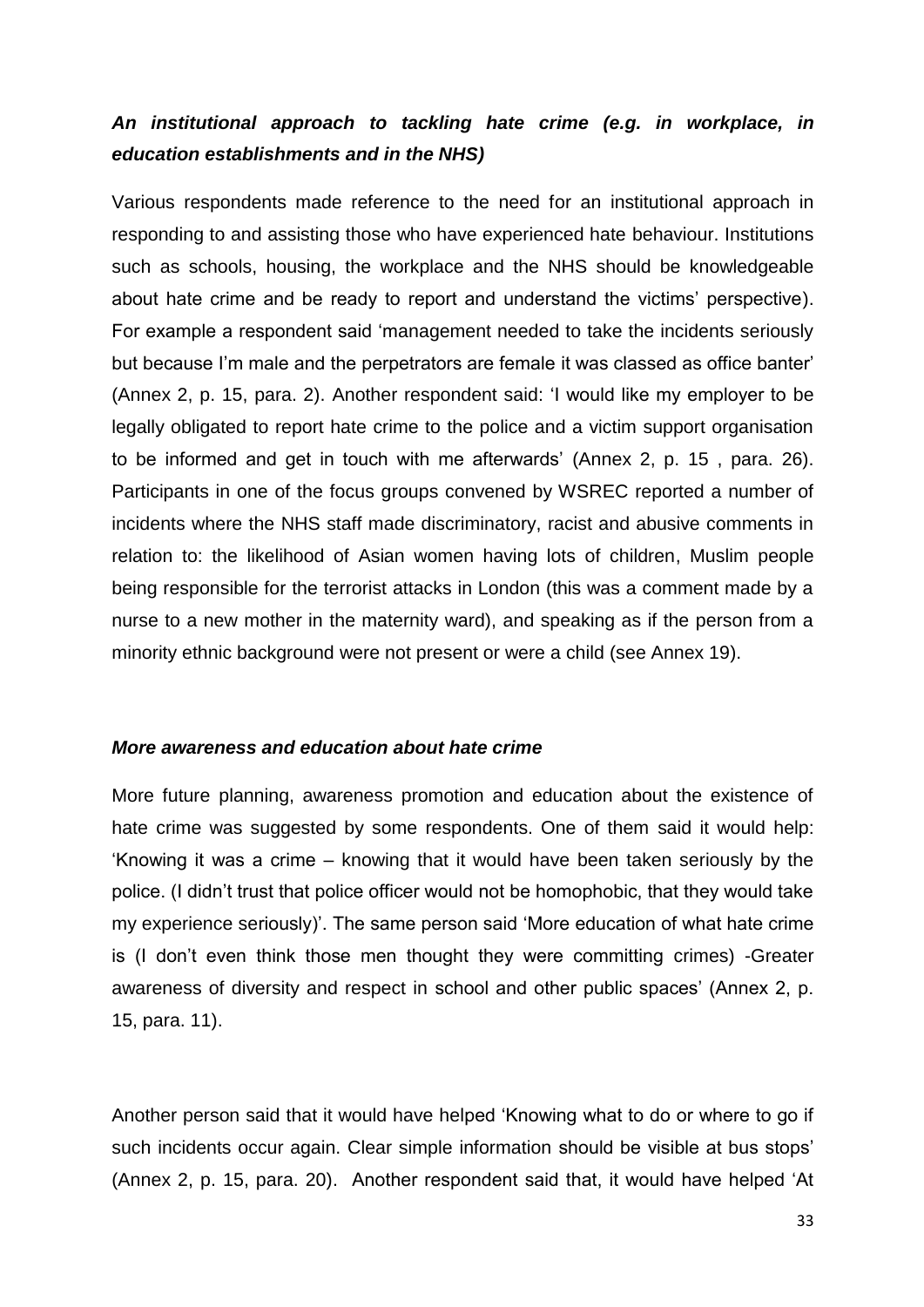### *An institutional approach to tackling hate crime (e.g. in workplace, in education establishments and in the NHS)*

Various respondents made reference to the need for an institutional approach in responding to and assisting those who have experienced hate behaviour. Institutions such as schools, housing, the workplace and the NHS should be knowledgeable about hate crime and be ready to report and understand the victims' perspective). For example a respondent said 'management needed to take the incidents seriously but because I'm male and the perpetrators are female it was classed as office banter' (Annex 2, p. 15, para. 2). Another respondent said: 'I would like my employer to be legally obligated to report hate crime to the police and a victim support organisation to be informed and get in touch with me afterwards' (Annex 2, p. 15 , para. 26). Participants in one of the focus groups convened by WSREC reported a number of incidents where the NHS staff made discriminatory, racist and abusive comments in relation to: the likelihood of Asian women having lots of children, Muslim people being responsible for the terrorist attacks in London (this was a comment made by a nurse to a new mother in the maternity ward), and speaking as if the person from a minority ethnic background were not present or were a child (see Annex 19).

### *More awareness and education about hate crime*

More future planning, awareness promotion and education about the existence of hate crime was suggested by some respondents. One of them said it would help: 'Knowing it was a crime – knowing that it would have been taken seriously by the police. (I didn't trust that police officer would not be homophobic, that they would take my experience seriously)'. The same person said 'More education of what hate crime is (I don't even think those men thought they were committing crimes) -Greater awareness of diversity and respect in school and other public spaces' (Annex 2, p. 15, para. 11).

Another person said that it would have helped 'Knowing what to do or where to go if such incidents occur again. Clear simple information should be visible at bus stops' (Annex 2, p. 15, para. 20). Another respondent said that, it would have helped 'At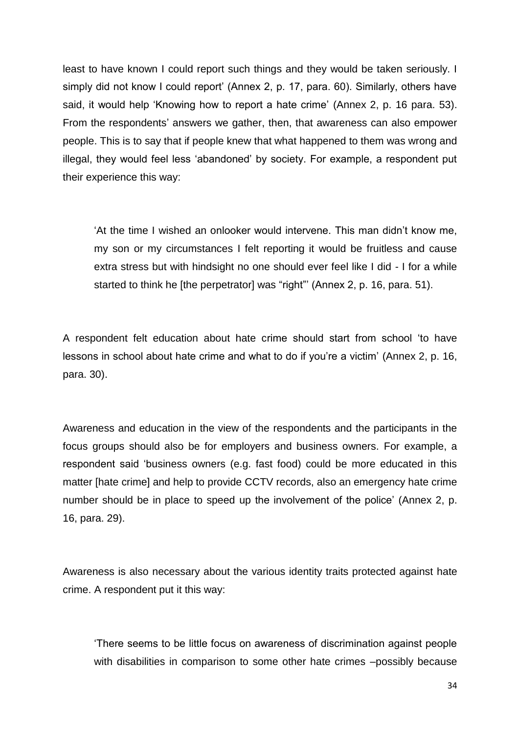least to have known I could report such things and they would be taken seriously. I simply did not know I could report' (Annex 2, p. 17, para. 60). Similarly, others have said, it would help 'Knowing how to report a hate crime' (Annex 2, p. 16 para. 53). From the respondents' answers we gather, then, that awareness can also empower people. This is to say that if people knew that what happened to them was wrong and illegal, they would feel less 'abandoned' by society. For example, a respondent put their experience this way:

> 'At the time I wished an onlooker would intervene. This man didn't know me, my son or my circumstances I felt reporting it would be fruitless and cause extra stress but with hindsight no one should ever feel like I did - I for a while started to think he [the perpetrator] was "right"' (Annex 2, p. 16, para. 51).

A respondent felt education about hate crime should start from school 'to have lessons in school about hate crime and what to do if you're a victim' (Annex 2, p. 16, para. 30).

Awareness and education in the view of the respondents and the participants in the focus groups should also be for employers and business owners. For example, a respondent said 'business owners (e.g. fast food) could be more educated in this matter [hate crime] and help to provide CCTV records, also an emergency hate crime number should be in place to speed up the involvement of the police' (Annex 2, p. 16, para. 29).

Awareness is also necessary about the various identity traits protected against hate crime. A respondent put it this way:

> 'There seems to be little focus on awareness of discrimination against people with disabilities in comparison to some other hate crimes –possibly because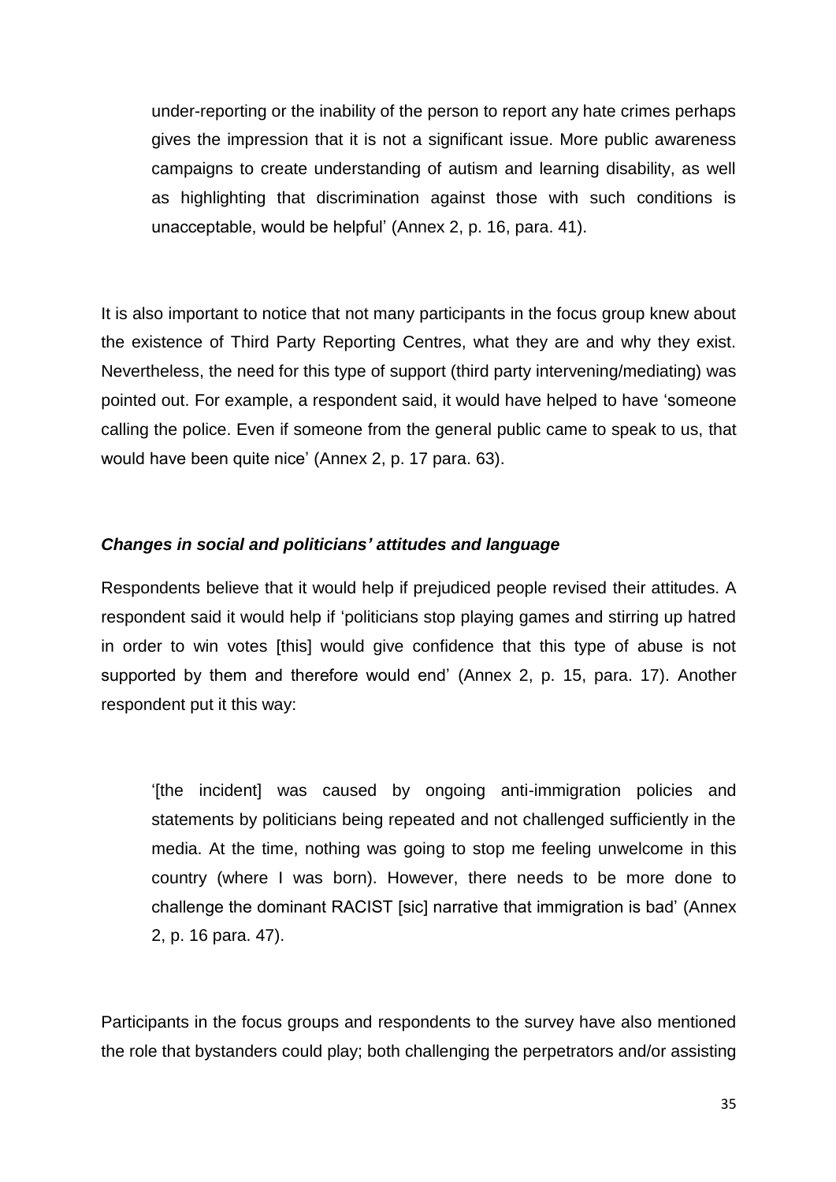> under-reporting or the inability of the person to report any hate crimes perhaps gives the impression that it is not a significant issue. More public awareness campaigns to create understanding of autism and learning disability, as well as highlighting that discrimination against those with such conditions is unacceptable, would be helpful' (Annex 2, p. 16, para. 41).

It is also important to notice that not many participants in the focus group knew about the existence of Third Party Reporting Centres, what they are and why they exist. Nevertheless, the need for this type of support (third party intervening/mediating) was pointed out. For example, a respondent said, it would have helped to have 'someone calling the police. Even if someone from the general public came to speak to us, that would have been quite nice' (Annex 2, p. 17 para. 63).

### *Changes in social and politicians' attitudes and language*

Respondents believe that it would help if prejudiced people revised their attitudes. A respondent said it would help if 'politicians stop playing games and stirring up hatred in order to win votes [this] would give confidence that this type of abuse is not supported by them and therefore would end' (Annex 2, p. 15, para. 17). Another respondent put it this way:

> '[the incident] was caused by ongoing anti-immigration policies and statements by politicians being repeated and not challenged sufficiently in the media. At the time, nothing was going to stop me feeling unwelcome in this country (where I was born). However, there needs to be more done to challenge the dominant RACIST [sic] narrative that immigration is bad' (Annex 2, p. 16 para. 47).

Participants in the focus groups and respondents to the survey have also mentioned the role that bystanders could play; both challenging the perpetrators and/or assisting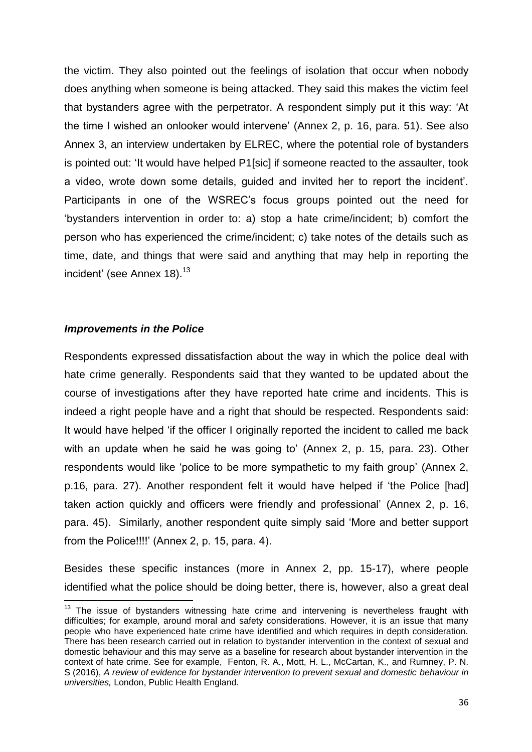the victim. They also pointed out the feelings of isolation that occur when nobody does anything when someone is being attacked. They said this makes the victim feel that bystanders agree with the perpetrator. A respondent simply put it this way: 'At the time I wished an onlooker would intervene' (Annex 2, p. 16, para. 51). See also Annex 3, an interview undertaken by ELREC, where the potential role of bystanders is pointed out: 'It would have helped P1[sic] if someone reacted to the assaulter, took a video, wrote down some details, guided and invited her to report the incident'. Participants in one of the WSREC's focus groups pointed out the need for 'bystanders intervention in order to: a) stop a hate crime/incident; b) comfort the person who has experienced the crime/incident; c) take notes of the details such as time, date, and things that were said and anything that may help in reporting the incident' (see Annex 18).[13]

### *Improvements in the Police*

Respondents expressed dissatisfaction about the way in which the police deal with hate crime generally. Respondents said that they wanted to be updated about the course of investigations after they have reported hate crime and incidents. This is indeed a right people have and a right that should be respected. Respondents said: It would have helped 'if the officer I originally reported the incident to called me back with an update when he said he was going to' (Annex 2, p. 15, para. 23). Other respondents would like 'police to be more sympathetic to my faith group' (Annex 2, p.16, para. 27). Another respondent felt it would have helped if 'the Police [had] taken action quickly and officers were friendly and professional' (Annex 2, p. 16, para. 45). Similarly, another respondent quite simply said 'More and better support from the Police!!!!' (Annex 2, p. 15, para. 4).

Besides these specific instances (more in Annex 2, pp. 15-17), where people identified what the police should be doing better, there is, however, also a great deal

---

[13] The issue of bystanders witnessing hate crime and intervening is nevertheless fraught with difficulties; for example, around moral and safety considerations. However, it is an issue that many people who have experienced hate crime have identified and which requires in depth consideration. There has been research carried out in relation to bystander intervention in the context of sexual and domestic behaviour and this may serve as a baseline for research about bystander intervention in the context of hate crime. See for example, Fenton, R. A., Mott, H. L., McCartan, K., and Rumney, P. N. S (2016), *A review of evidence for bystander intervention to prevent sexual and domestic behaviour in universities,* London, Public Health England.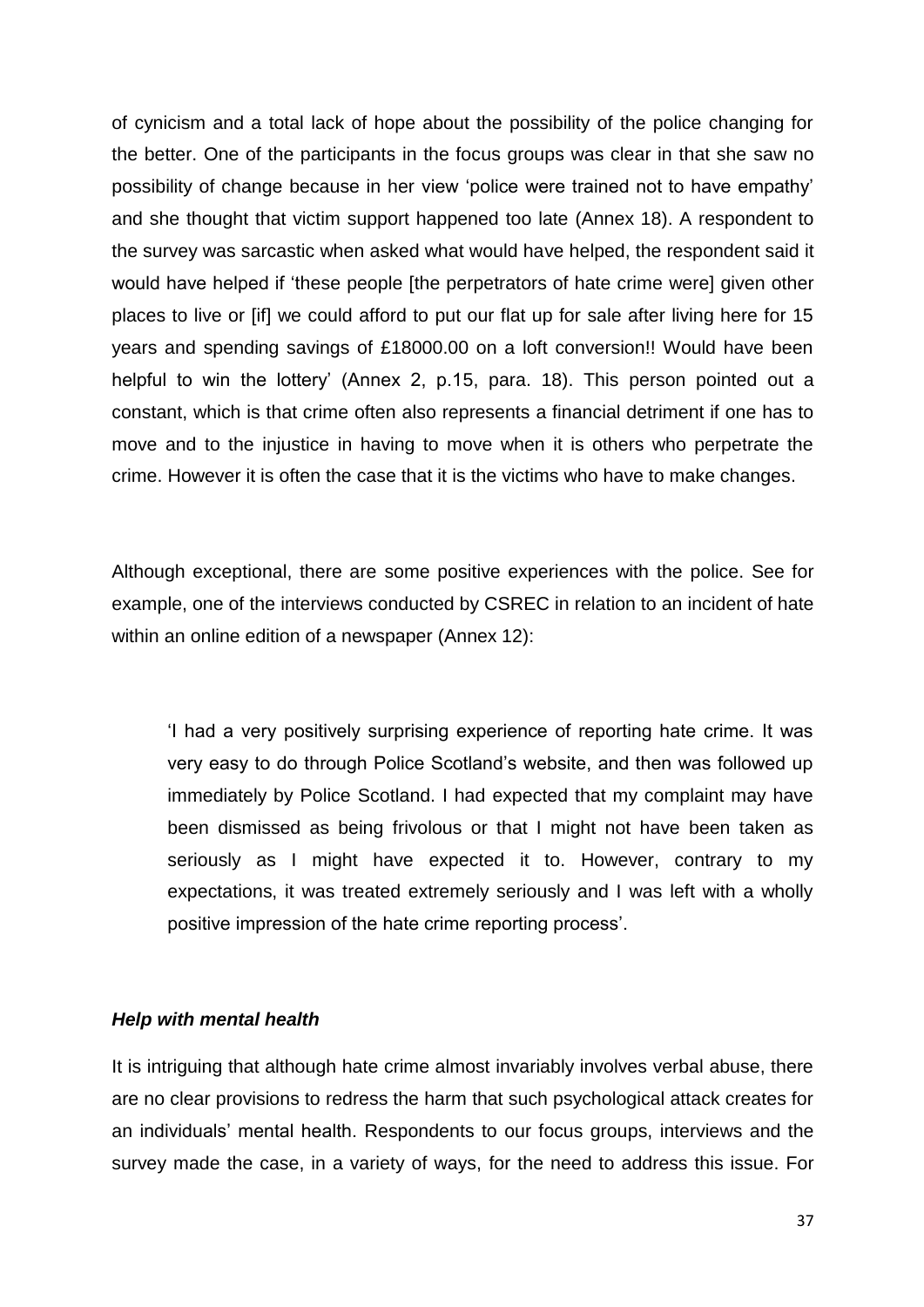of cynicism and a total lack of hope about the possibility of the police changing for the better. One of the participants in the focus groups was clear in that she saw no possibility of change because in her view 'police were trained not to have empathy' and she thought that victim support happened too late (Annex 18). A respondent to the survey was sarcastic when asked what would have helped, the respondent said it would have helped if 'these people [the perpetrators of hate crime were] given other places to live or [if] we could afford to put our flat up for sale after living here for 15 years and spending savings of £18000.00 on a loft conversion!! Would have been helpful to win the lottery' (Annex 2, p.15, para. 18). This person pointed out a constant, which is that crime often also represents a financial detriment if one has to move and to the injustice in having to move when it is others who perpetrate the crime. However it is often the case that it is the victims who have to make changes.

Although exceptional, there are some positive experiences with the police. See for example, one of the interviews conducted by CSREC in relation to an incident of hate within an online edition of a newspaper (Annex 12):

> 'I had a very positively surprising experience of reporting hate crime. It was very easy to do through Police Scotland's website, and then was followed up immediately by Police Scotland. I had expected that my complaint may have been dismissed as being frivolous or that I might not have been taken as seriously as I might have expected it to. However, contrary to my expectations, it was treated extremely seriously and I was left with a wholly positive impression of the hate crime reporting process'.

### *Help with mental health*

It is intriguing that although hate crime almost invariably involves verbal abuse, there are no clear provisions to redress the harm that such psychological attack creates for an individuals' mental health. Respondents to our focus groups, interviews and the survey made the case, in a variety of ways, for the need to address this issue. For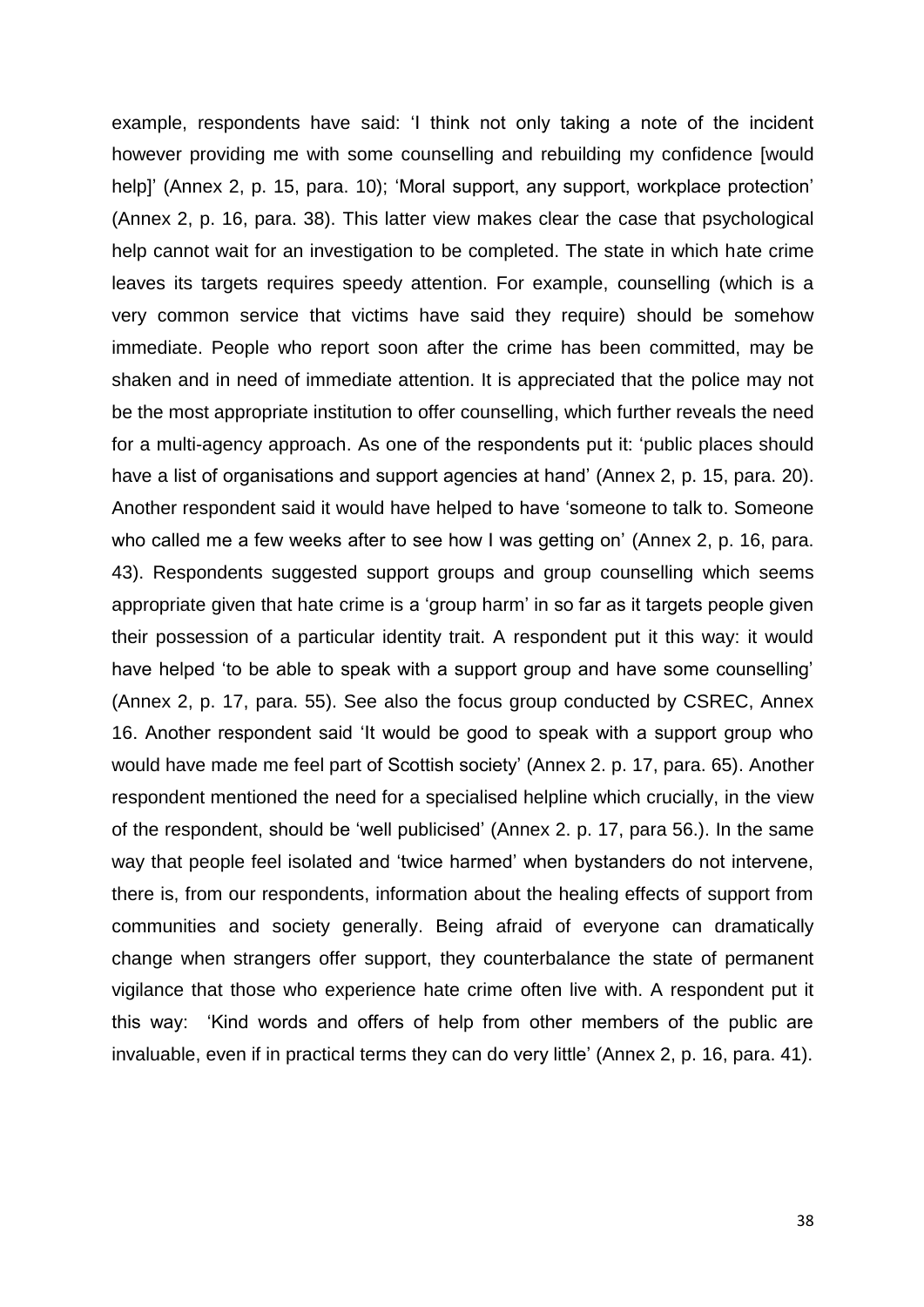example, respondents have said: 'I think not only taking a note of the incident however providing me with some counselling and rebuilding my confidence [would help]' (Annex 2, p. 15, para. 10); 'Moral support, any support, workplace protection' (Annex 2, p. 16, para. 38). This latter view makes clear the case that psychological help cannot wait for an investigation to be completed. The state in which hate crime leaves its targets requires speedy attention. For example, counselling (which is a very common service that victims have said they require) should be somehow immediate. People who report soon after the crime has been committed, may be shaken and in need of immediate attention. It is appreciated that the police may not be the most appropriate institution to offer counselling, which further reveals the need for a multi-agency approach. As one of the respondents put it: 'public places should have a list of organisations and support agencies at hand' (Annex 2, p. 15, para. 20). Another respondent said it would have helped to have 'someone to talk to. Someone who called me a few weeks after to see how I was getting on' (Annex 2, p. 16, para. 43). Respondents suggested support groups and group counselling which seems appropriate given that hate crime is a 'group harm' in so far as it targets people given their possession of a particular identity trait. A respondent put it this way: it would have helped 'to be able to speak with a support group and have some counselling' (Annex 2, p. 17, para. 55). See also the focus group conducted by CSREC, Annex 16. Another respondent said 'It would be good to speak with a support group who would have made me feel part of Scottish society' (Annex 2. p. 17, para. 65). Another respondent mentioned the need for a specialised helpline which crucially, in the view of the respondent, should be 'well publicised' (Annex 2. p. 17, para 56.). In the same way that people feel isolated and 'twice harmed' when bystanders do not intervene, there is, from our respondents, information about the healing effects of support from communities and society generally. Being afraid of everyone can dramatically change when strangers offer support, they counterbalance the state of permanent vigilance that those who experience hate crime often live with. A respondent put it this way: 'Kind words and offers of help from other members of the public are invaluable, even if in practical terms they can do very little' (Annex 2, p. 16, para. 41).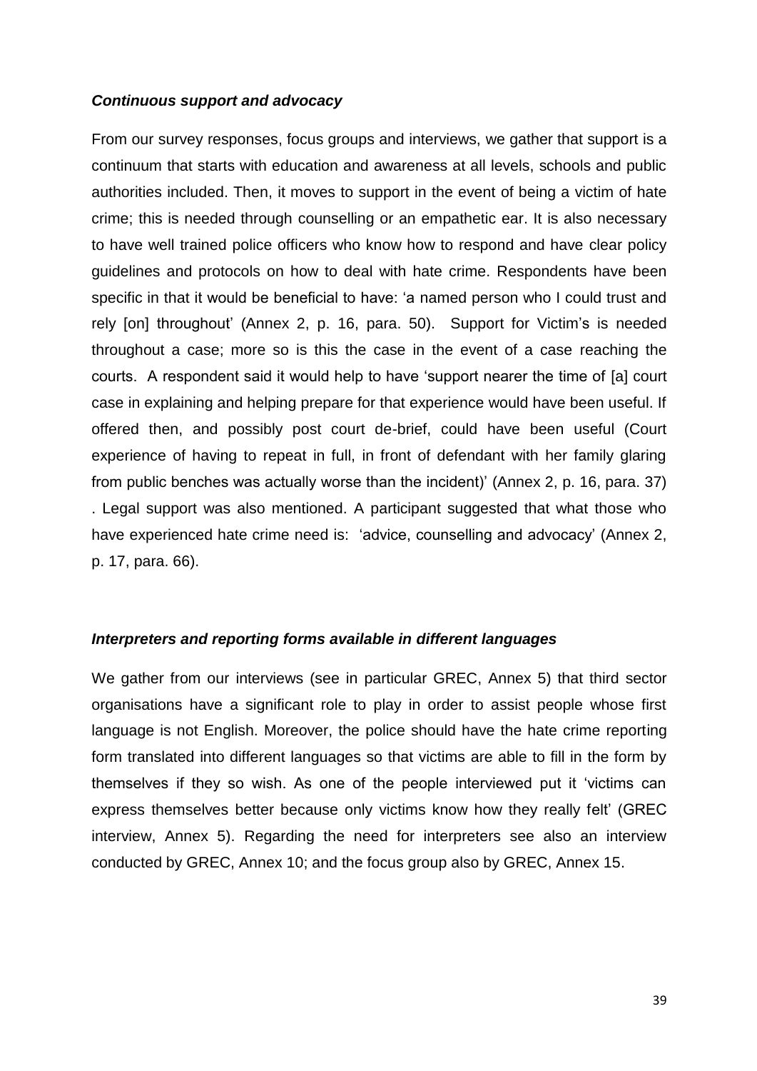### *Continuous support and advocacy*

From our survey responses, focus groups and interviews, we gather that support is a continuum that starts with education and awareness at all levels, schools and public authorities included. Then, it moves to support in the event of being a victim of hate crime; this is needed through counselling or an empathetic ear. It is also necessary to have well trained police officers who know how to respond and have clear policy guidelines and protocols on how to deal with hate crime. Respondents have been specific in that it would be beneficial to have: 'a named person who I could trust and rely [on] throughout' (Annex 2, p. 16, para. 50). Support for Victim's is needed throughout a case; more so is this the case in the event of a case reaching the courts. A respondent said it would help to have 'support nearer the time of [a] court case in explaining and helping prepare for that experience would have been useful. If offered then, and possibly post court de-brief, could have been useful (Court experience of having to repeat in full, in front of defendant with her family glaring from public benches was actually worse than the incident)' (Annex 2, p. 16, para. 37) . Legal support was also mentioned. A participant suggested that what those who have experienced hate crime need is: 'advice, counselling and advocacy' (Annex 2, p. 17, para. 66).

### *Interpreters and reporting forms available in different languages*

We gather from our interviews (see in particular GREC, Annex 5) that third sector organisations have a significant role to play in order to assist people whose first language is not English. Moreover, the police should have the hate crime reporting form translated into different languages so that victims are able to fill in the form by themselves if they so wish. As one of the people interviewed put it 'victims can express themselves better because only victims know how they really felt' (GREC interview, Annex 5). Regarding the need for interpreters see also an interview conducted by GREC, Annex 10; and the focus group also by GREC, Annex 15.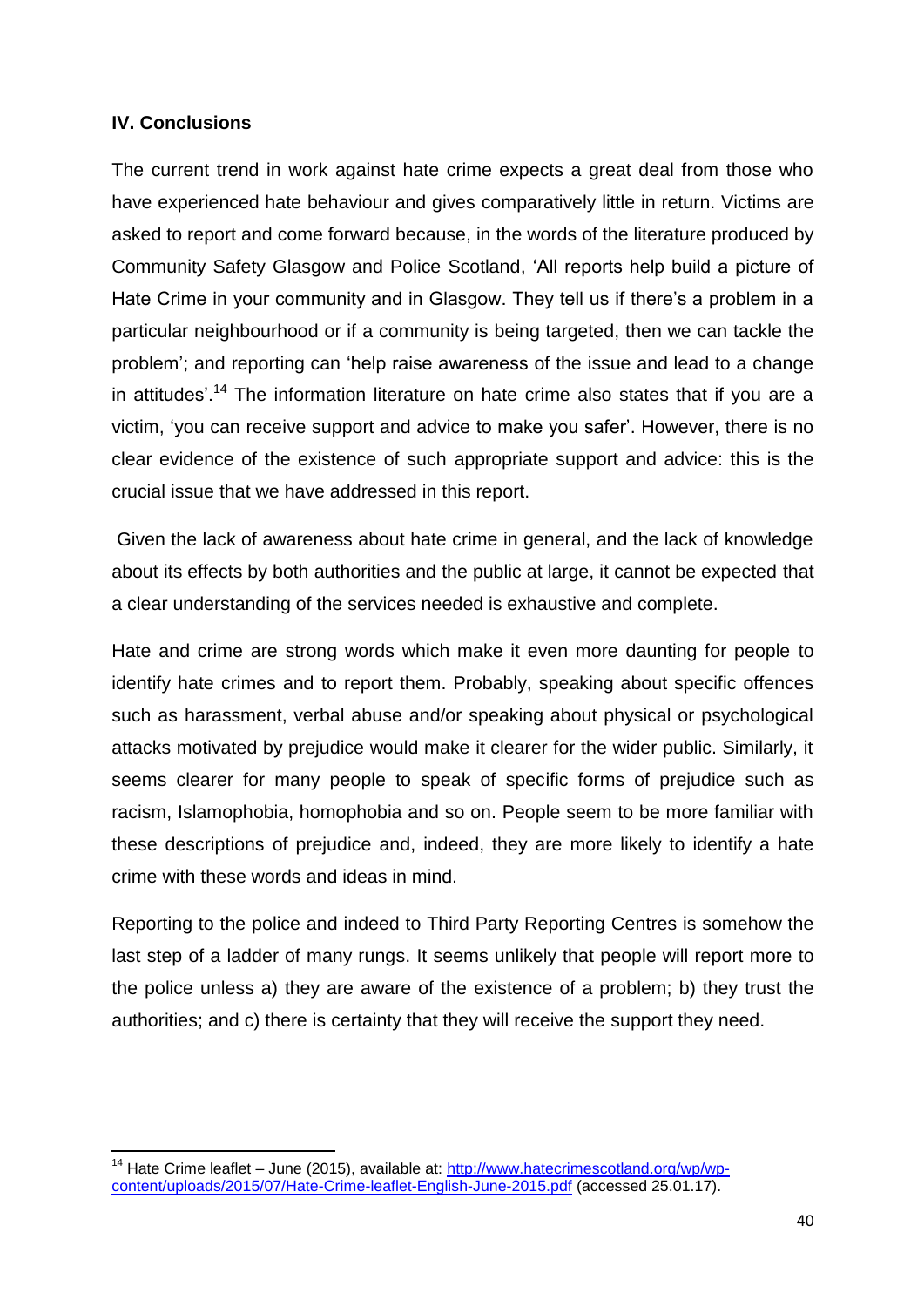### IV. Conclusions

The current trend in work against hate crime expects a great deal from those who have experienced hate behaviour and gives comparatively little in return. Victims are asked to report and come forward because, in the words of the literature produced by Community Safety Glasgow and Police Scotland, 'All reports help build a picture of Hate Crime in your community and in Glasgow. They tell us if there's a problem in a particular neighbourhood or if a community is being targeted, then we can tackle the problem'; and reporting can 'help raise awareness of the issue and lead to a change in attitudes'.[14] The information literature on hate crime also states that if you are a victim, 'you can receive support and advice to make you safer'. However, there is no clear evidence of the existence of such appropriate support and advice: this is the crucial issue that we have addressed in this report.

Given the lack of awareness about hate crime in general, and the lack of knowledge about its effects by both authorities and the public at large, it cannot be expected that a clear understanding of the services needed is exhaustive and complete.

Hate and crime are strong words which make it even more daunting for people to identify hate crimes and to report them. Probably, speaking about specific offences such as harassment, verbal abuse and/or speaking about physical or psychological attacks motivated by prejudice would make it clearer for the wider public. Similarly, it seems clearer for many people to speak of specific forms of prejudice such as racism, Islamophobia, homophobia and so on. People seem to be more familiar with these descriptions of prejudice and, indeed, they are more likely to identify a hate crime with these words and ideas in mind.

Reporting to the police and indeed to Third Party Reporting Centres is somehow the last step of a ladder of many rungs. It seems unlikely that people will report more to the police unless a) they are aware of the existence of a problem; b) they trust the authorities; and c) there is certainty that they will receive the support they need.

---

[14] Hate Crime leaflet – June (2015), available at: http://www.hatecrimescotland.org/wp/wp-content/uploads/2015/07/Hate-Crime-leaflet-English-June-2015.pdf (accessed 25.01.17).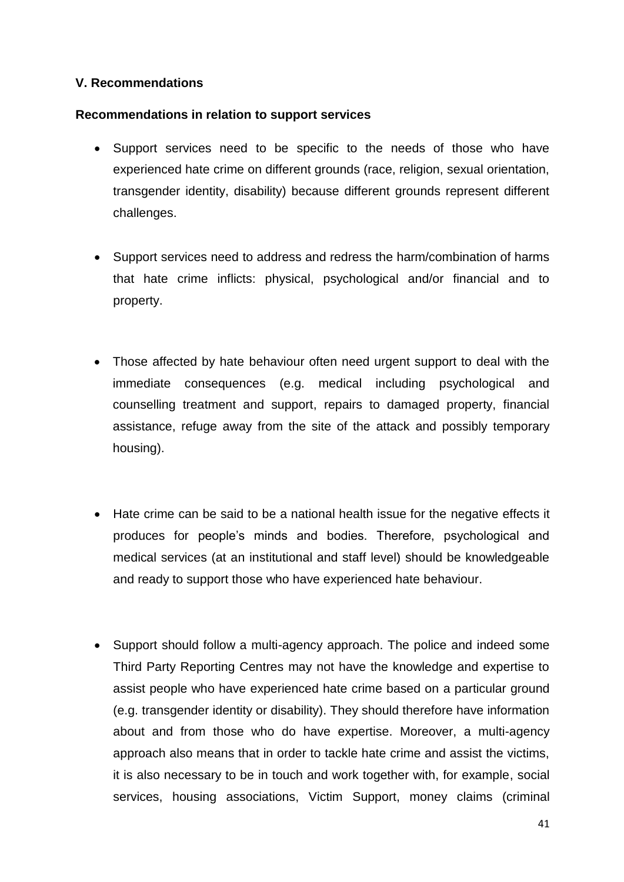## V. Recommendations

### Recommendations in relation to support services

- Support services need to be specific to the needs of those who have experienced hate crime on different grounds (race, religion, sexual orientation, transgender identity, disability) because different grounds represent different challenges.

- Support services need to address and redress the harm/combination of harms that hate crime inflicts: physical, psychological and/or financial and to property.

- Those affected by hate behaviour often need urgent support to deal with the immediate consequences (e.g. medical including psychological and counselling treatment and support, repairs to damaged property, financial assistance, refuge away from the site of the attack and possibly temporary housing).

- Hate crime can be said to be a national health issue for the negative effects it produces for people's minds and bodies. Therefore, psychological and medical services (at an institutional and staff level) should be knowledgeable and ready to support those who have experienced hate behaviour.

- Support should follow a multi-agency approach. The police and indeed some Third Party Reporting Centres may not have the knowledge and expertise to assist people who have experienced hate crime based on a particular ground (e.g. transgender identity or disability). They should therefore have information about and from those who do have expertise. Moreover, a multi-agency approach also means that in order to tackle hate crime and assist the victims, it is also necessary to be in touch and work together with, for example, social services, housing associations, Victim Support, money claims (criminal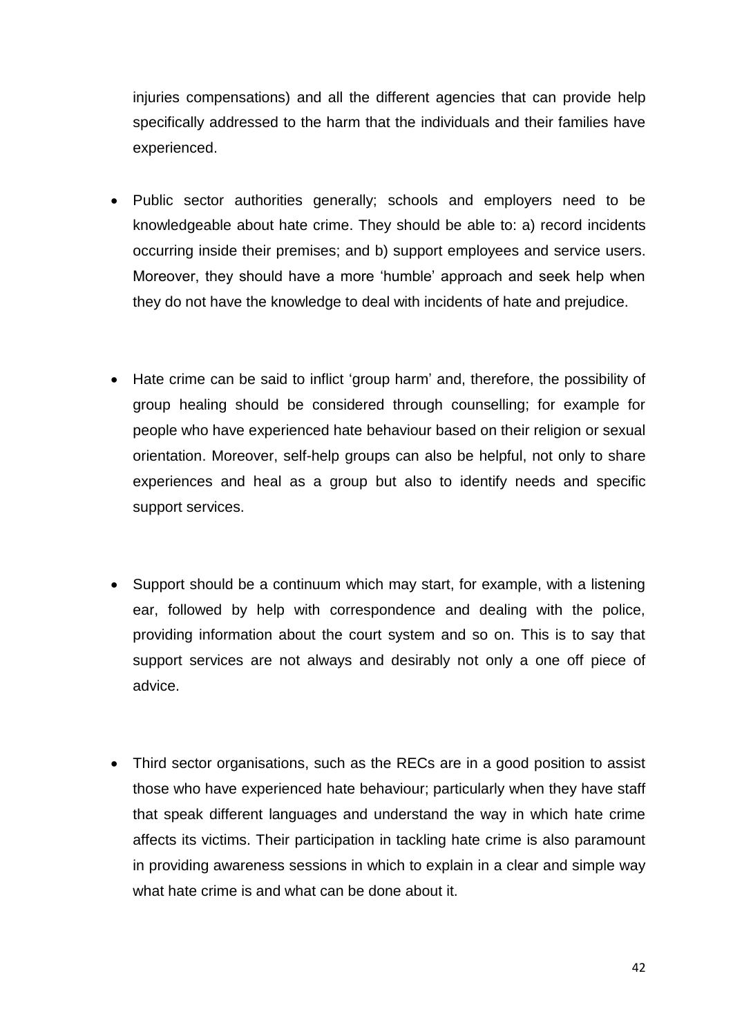injuries compensations) and all the different agencies that can provide help specifically addressed to the harm that the individuals and their families have experienced.

- Public sector authorities generally; schools and employers need to be knowledgeable about hate crime. They should be able to: a) record incidents occurring inside their premises; and b) support employees and service users. Moreover, they should have a more 'humble' approach and seek help when they do not have the knowledge to deal with incidents of hate and prejudice.

- Hate crime can be said to inflict 'group harm' and, therefore, the possibility of group healing should be considered through counselling; for example for people who have experienced hate behaviour based on their religion or sexual orientation. Moreover, self-help groups can also be helpful, not only to share experiences and heal as a group but also to identify needs and specific support services.

- Support should be a continuum which may start, for example, with a listening ear, followed by help with correspondence and dealing with the police, providing information about the court system and so on. This is to say that support services are not always and desirably not only a one off piece of advice.

- Third sector organisations, such as the RECs are in a good position to assist those who have experienced hate behaviour; particularly when they have staff that speak different languages and understand the way in which hate crime affects its victims. Their participation in tackling hate crime is also paramount in providing awareness sessions in which to explain in a clear and simple way what hate crime is and what can be done about it.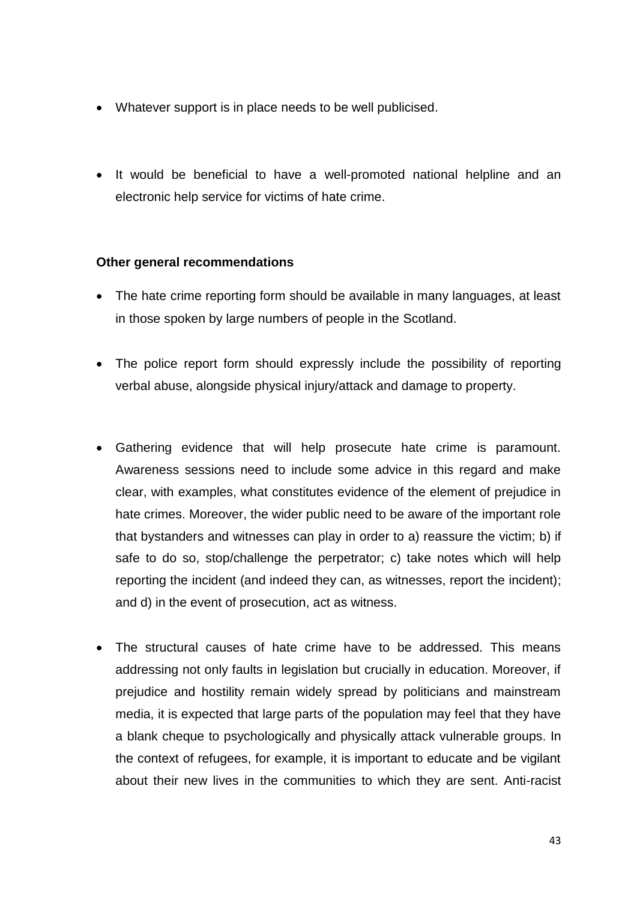- Whatever support is in place needs to be well publicised.

- It would be beneficial to have a well-promoted national helpline and an electronic help service for victims of hate crime.

**Other general recommendations**

- The hate crime reporting form should be available in many languages, at least in those spoken by large numbers of people in the Scotland.

- The police report form should expressly include the possibility of reporting verbal abuse, alongside physical injury/attack and damage to property.

- Gathering evidence that will help prosecute hate crime is paramount. Awareness sessions need to include some advice in this regard and make clear, with examples, what constitutes evidence of the element of prejudice in hate crimes. Moreover, the wider public need to be aware of the important role that bystanders and witnesses can play in order to a) reassure the victim; b) if safe to do so, stop/challenge the perpetrator; c) take notes which will help reporting the incident (and indeed they can, as witnesses, report the incident); and d) in the event of prosecution, act as witness.

- The structural causes of hate crime have to be addressed. This means addressing not only faults in legislation but crucially in education. Moreover, if prejudice and hostility remain widely spread by politicians and mainstream media, it is expected that large parts of the population may feel that they have a blank cheque to psychologically and physically attack vulnerable groups. In the context of refugees, for example, it is important to educate and be vigilant about their new lives in the communities to which they are sent. Anti-racist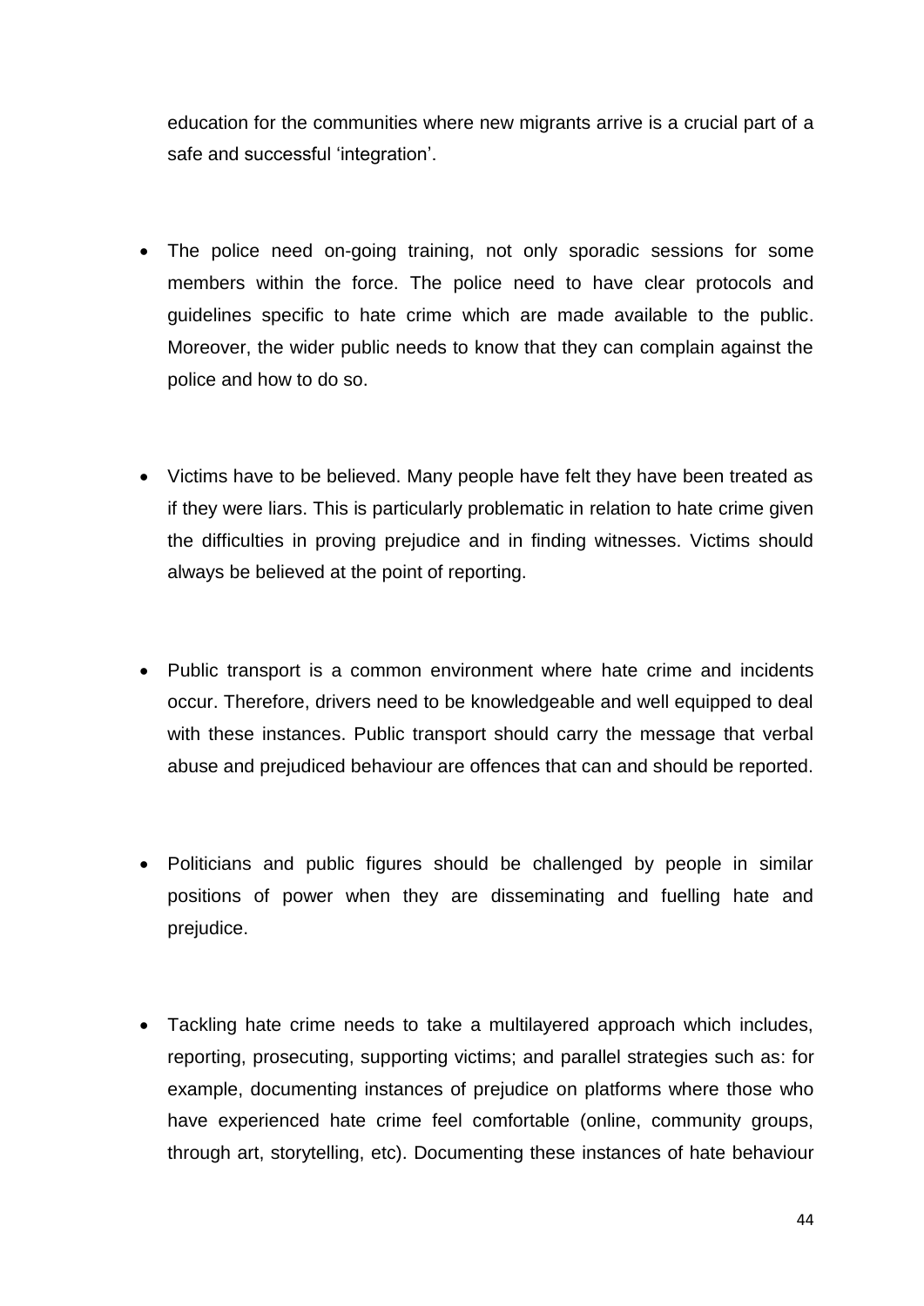education for the communities where new migrants arrive is a crucial part of a safe and successful 'integration'.

- The police need on-going training, not only sporadic sessions for some members within the force. The police need to have clear protocols and guidelines specific to hate crime which are made available to the public. Moreover, the wider public needs to know that they can complain against the police and how to do so.

- Victims have to be believed. Many people have felt they have been treated as if they were liars. This is particularly problematic in relation to hate crime given the difficulties in proving prejudice and in finding witnesses. Victims should always be believed at the point of reporting.

- Public transport is a common environment where hate crime and incidents occur. Therefore, drivers need to be knowledgeable and well equipped to deal with these instances. Public transport should carry the message that verbal abuse and prejudiced behaviour are offences that can and should be reported.

- Politicians and public figures should be challenged by people in similar positions of power when they are disseminating and fuelling hate and prejudice.

- Tackling hate crime needs to take a multilayered approach which includes, reporting, prosecuting, supporting victims; and parallel strategies such as: for example, documenting instances of prejudice on platforms where those who have experienced hate crime feel comfortable (online, community groups, through art, storytelling, etc). Documenting these instances of hate behaviour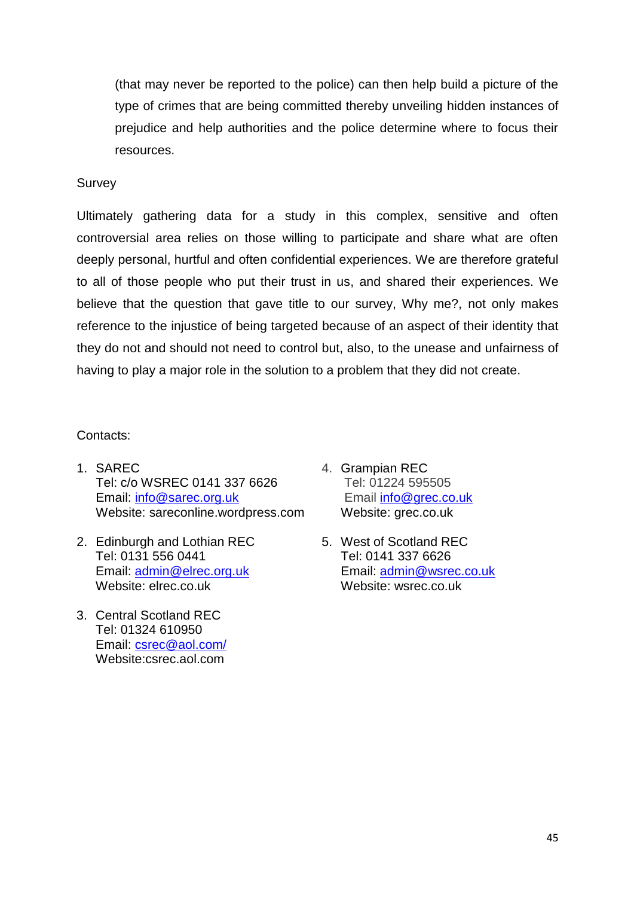(that may never be reported to the police) can then help build a picture of the type of crimes that are being committed thereby unveiling hidden instances of prejudice and help authorities and the police determine where to focus their resources.

Survey

Ultimately gathering data for a study in this complex, sensitive and often controversial area relies on those willing to participate and share what are often deeply personal, hurtful and often confidential experiences. We are therefore grateful to all of those people who put their trust in us, and shared their experiences. We believe that the question that gave title to our survey, Why me?, not only makes reference to the injustice of being targeted because of an aspect of their identity that they do not and should not need to control but, also, to the unease and unfairness of having to play a major role in the solution to a problem that they did not create.

Contacts:

1. SAREC
   Tel: c/o WSREC 0141 337 6626
   Email: info@sarec.org.uk
   Website: sareconline.wordpress.com

2. Edinburgh and Lothian REC
   Tel: 0131 556 0441
   Email: admin@elrec.org.uk
   Website: elrec.co.uk

3. Central Scotland REC
   Tel: 01324 610950
   Email: csrec@aol.com/
   Website:csrec.aol.com

4. Grampian REC
   Tel: 01224 595505
   Email info@grec.co.uk
   Website: grec.co.uk

5. West of Scotland REC
   Tel: 0141 337 6626
   Email: admin@wsrec.co.uk
   Website: wsrec.co.uk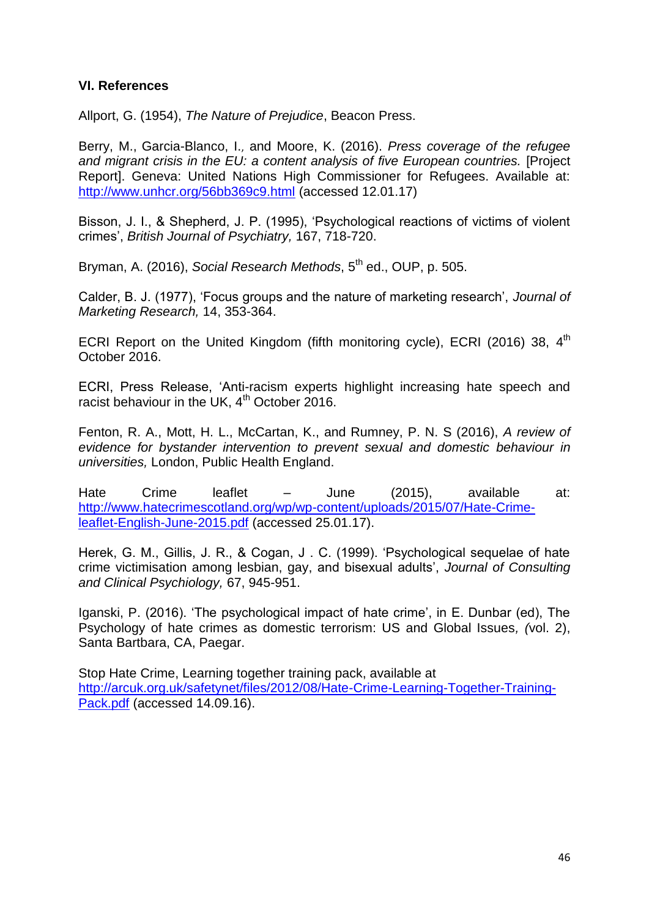### VI. References

Allport, G. (1954), *The Nature of Prejudice*, Beacon Press.

Berry, M., Garcia-Blanco, I., and Moore, K. (2016). *Press coverage of the refugee and migrant crisis in the EU: a content analysis of five European countries.* [Project Report]. Geneva: United Nations High Commissioner for Refugees. Available at: http://www.unhcr.org/56bb369c9.html (accessed 12.01.17)

Bisson, J. I., & Shepherd, J. P. (1995), 'Psychological reactions of victims of violent crimes', *British Journal of Psychiatry,* 167, 718-720.

Bryman, A. (2016), *Social Research Methods*, 5th ed., OUP, p. 505.

Calder, B. J. (1977), 'Focus groups and the nature of marketing research', *Journal of Marketing Research,* 14, 353-364.

ECRI Report on the United Kingdom (fifth monitoring cycle), ECRI (2016) 38, 4th October 2016.

ECRI, Press Release, 'Anti-racism experts highlight increasing hate speech and racist behaviour in the UK, 4th October 2016.

Fenton, R. A., Mott, H. L., McCartan, K., and Rumney, P. N. S (2016), *A review of evidence for bystander intervention to prevent sexual and domestic behaviour in universities,* London, Public Health England.

Hate Crime leaflet – June (2015), available at: http://www.hatecrimescotland.org/wp/wp-content/uploads/2015/07/Hate-Crime-leaflet-English-June-2015.pdf (accessed 25.01.17).

Herek, G. M., Gillis, J. R., & Cogan, J . C. (1999). 'Psychological sequelae of hate crime victimisation among lesbian, gay, and bisexual adults', *Journal of Consulting and Clinical Psychiology,* 67, 945-951.

Iganski, P. (2016). 'The psychological impact of hate crime', in E. Dunbar (ed), The Psychology of hate crimes as domestic terrorism: US and Global Issues*, (*vol. 2), Santa Bartbara, CA, Paegar.

Stop Hate Crime, Learning together training pack, available at http://arcuk.org.uk/safetynet/files/2012/08/Hate-Crime-Learning-Together-Training-Pack.pdf (accessed 14.09.16).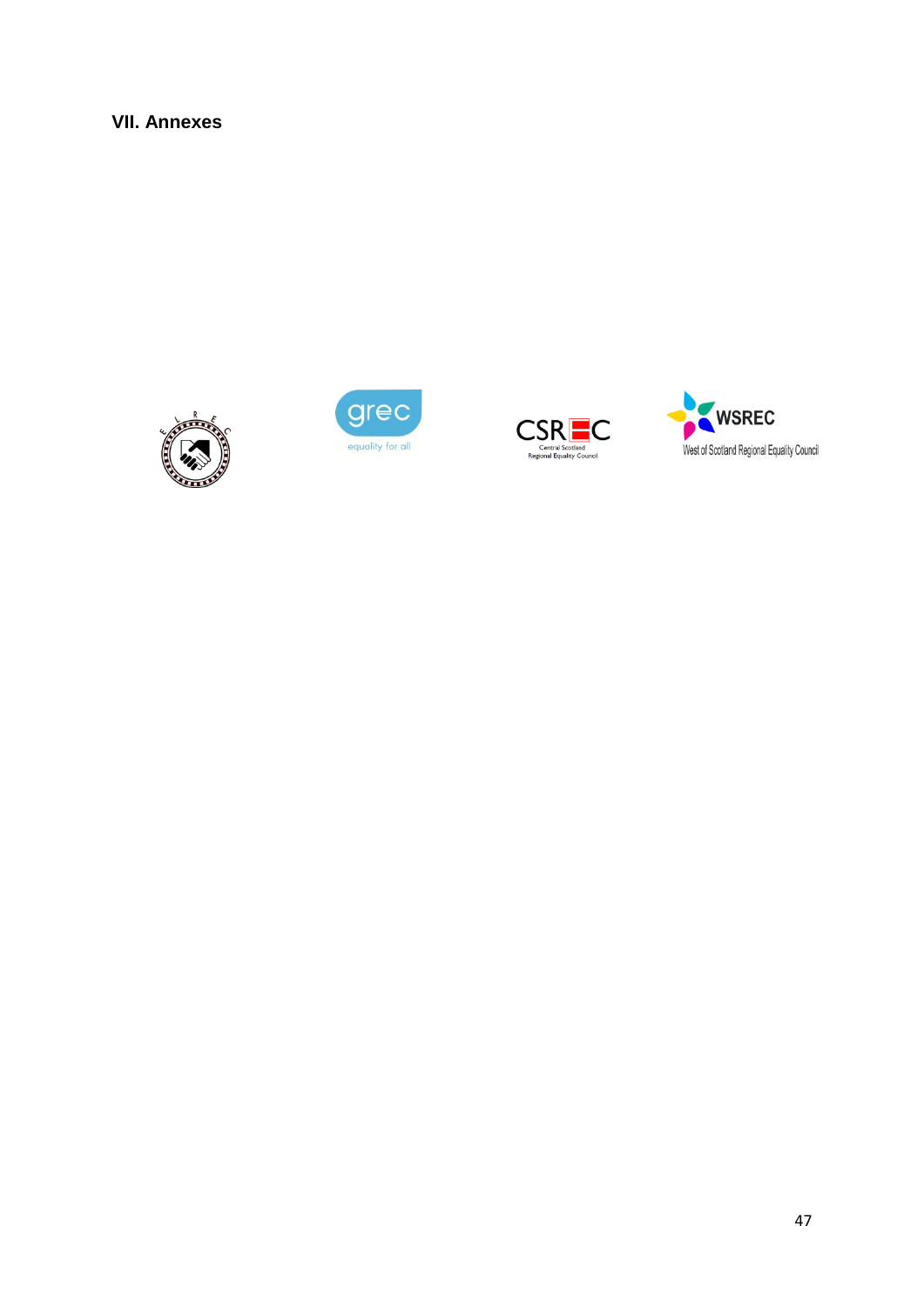## VII. Annexes

ELREC

grec
equality for all

CSREC
Central Scotland Regional Equality Council

WSREC
West of Scotland Regional Equality Council